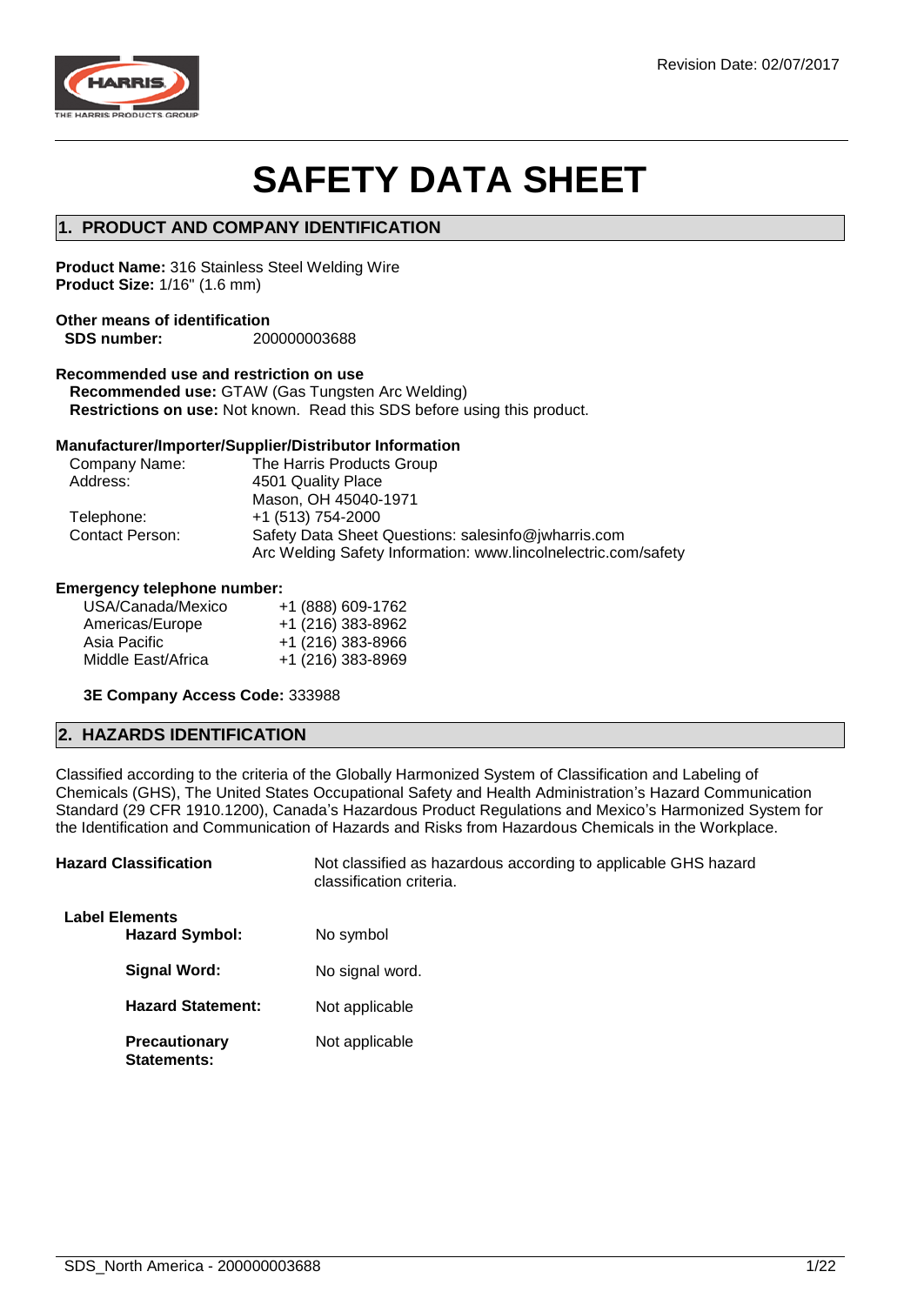Revision Date: 02/07/2017

# SAFETY DATA SHEET

## 1. PRODUCT AND COMPANY IDENTIFICATION

**Product Name:** 316 Stainless Steel Welding Wire
**Product Size:** 1/16" (1.6 mm)

**Other means of identification**
**SDS number:** 200000003688

**Recommended use and restriction on use**
**Recommended use:** GTAW (Gas Tungsten Arc Welding)
**Restrictions on use:** Not known. Read this SDS before using this product.

**Manufacturer/Importer/Supplier/Distributor Information**

| | |
|---|---|
| Company Name: | The Harris Products Group |
| Address: | 4501 Quality Place<br>Mason, OH 45040-1971 |
| Telephone: | +1 (513) 754-2000 |
| Contact Person: | Safety Data Sheet Questions: salesinfo@jwharris.com<br>Arc Welding Safety Information: www.lincolnelectric.com/safety |

**Emergency telephone number:**

| | |
|---|---|
| USA/Canada/Mexico | +1 (888) 609-1762 |
| Americas/Europe | +1 (216) 383-8962 |
| Asia Pacific | +1 (216) 383-8966 |
| Middle East/Africa | +1 (216) 383-8969 |

**3E Company Access Code:** 333988

## 2. HAZARDS IDENTIFICATION

Classified according to the criteria of the Globally Harmonized System of Classification and Labeling of Chemicals (GHS), The United States Occupational Safety and Health Administration's Hazard Communication Standard (29 CFR 1910.1200), Canada's Hazardous Product Regulations and Mexico's Harmonized System for the Identification and Communication of Hazards and Risks from Hazardous Chemicals in the Workplace.

**Hazard Classification** Not classified as hazardous according to applicable GHS hazard classification criteria.

**Label Elements**

| | |
|---|---|
| **Hazard Symbol:** | No symbol |
| **Signal Word:** | No signal word. |
| **Hazard Statement:** | Not applicable |
| **Precautionary Statements:** | Not applicable |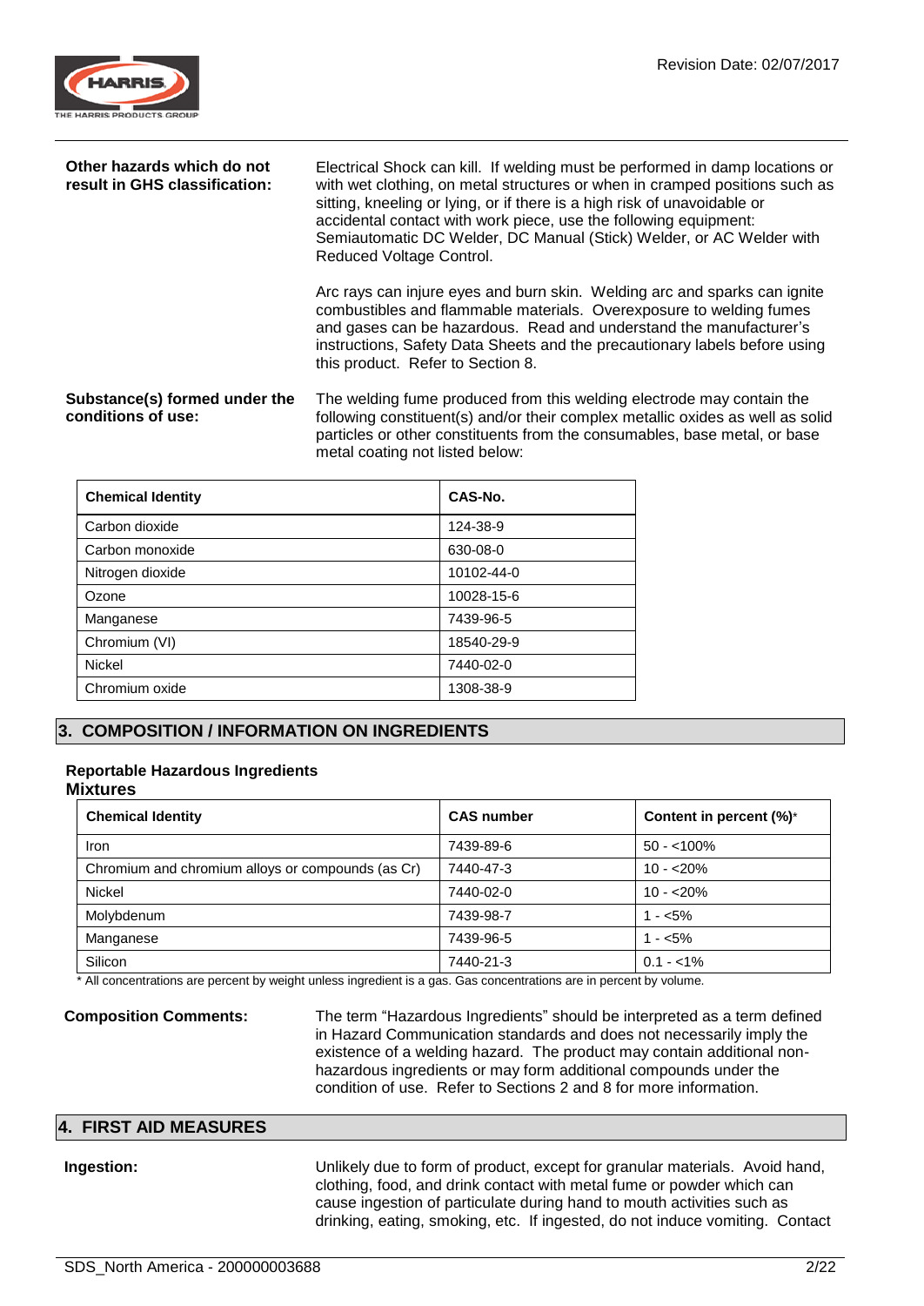**Other hazards which do not result in GHS classification:**

Electrical Shock can kill. If welding must be performed in damp locations or with wet clothing, on metal structures or when in cramped positions such as sitting, kneeling or lying, or if there is a high risk of unavoidable or accidental contact with work piece, use the following equipment: Semiautomatic DC Welder, DC Manual (Stick) Welder, or AC Welder with Reduced Voltage Control.

Arc rays can injure eyes and burn skin. Welding arc and sparks can ignite combustibles and flammable materials. Overexposure to welding fumes and gases can be hazardous. Read and understand the manufacturer's instructions, Safety Data Sheets and the precautionary labels before using this product. Refer to Section 8.

**Substance(s) formed under the conditions of use:**

The welding fume produced from this welding electrode may contain the following constituent(s) and/or their complex metallic oxides as well as solid particles or other constituents from the consumables, base metal, or base metal coating not listed below:

| Chemical Identity | CAS-No. |
|---|---|
| Carbon dioxide | 124-38-9 |
| Carbon monoxide | 630-08-0 |
| Nitrogen dioxide | 10102-44-0 |
| Ozone | 10028-15-6 |
| Manganese | 7439-96-5 |
| Chromium (VI) | 18540-29-9 |
| Nickel | 7440-02-0 |
| Chromium oxide | 1308-38-9 |

## 3. COMPOSITION / INFORMATION ON INGREDIENTS

**Reportable Hazardous Ingredients**

**Mixtures**

| Chemical Identity | CAS number | Content in percent (%)* |
|---|---|---|
| Iron | 7439-89-6 | 50 - <100% |
| Chromium and chromium alloys or compounds (as Cr) | 7440-47-3 | 10 - <20% |
| Nickel | 7440-02-0 | 10 - <20% |
| Molybdenum | 7439-98-7 | 1 - <5% |
| Manganese | 7439-96-5 | 1 - <5% |
| Silicon | 7440-21-3 | 0.1 - <1% |

* All concentrations are percent by weight unless ingredient is a gas. Gas concentrations are in percent by volume.

**Composition Comments:**

The term "Hazardous Ingredients" should be interpreted as a term defined in Hazard Communication standards and does not necessarily imply the existence of a welding hazard. The product may contain additional non-hazardous ingredients or may form additional compounds under the condition of use. Refer to Sections 2 and 8 for more information.

## 4. FIRST AID MEASURES

**Ingestion:**

Unlikely due to form of product, except for granular materials. Avoid hand, clothing, food, and drink contact with metal fume or powder which can cause ingestion of particulate during hand to mouth activities such as drinking, eating, smoking, etc. If ingested, do not induce vomiting. Contact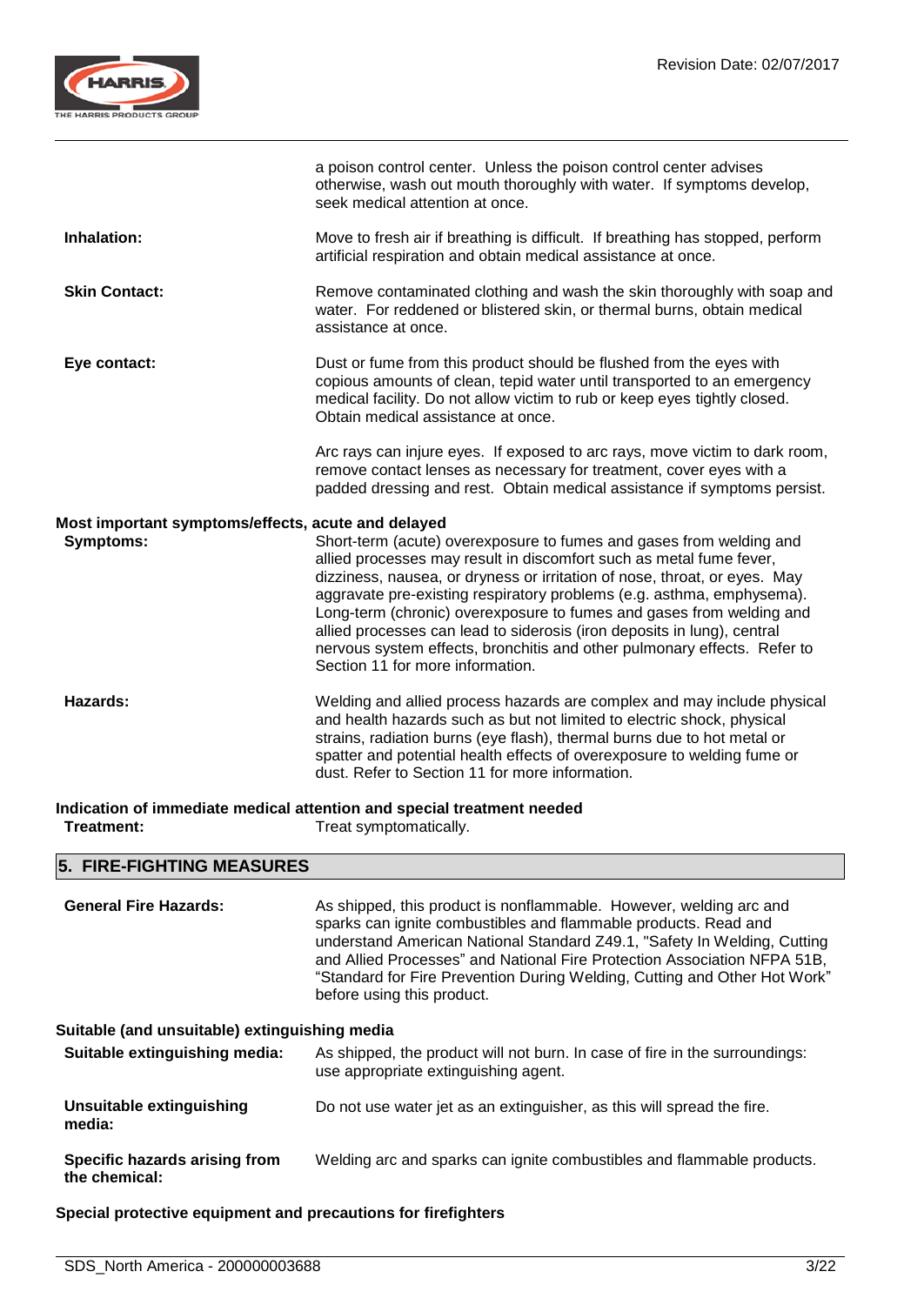a poison control center. Unless the poison control center advises otherwise, wash out mouth thoroughly with water. If symptoms develop, seek medical attention at once.

**Inhalation:** Move to fresh air if breathing is difficult. If breathing has stopped, perform artificial respiration and obtain medical assistance at once.

**Skin Contact:** Remove contaminated clothing and wash the skin thoroughly with soap and water. For reddened or blistered skin, or thermal burns, obtain medical assistance at once.

**Eye contact:** Dust or fume from this product should be flushed from the eyes with copious amounts of clean, tepid water until transported to an emergency medical facility. Do not allow victim to rub or keep eyes tightly closed. Obtain medical assistance at once.

Arc rays can injure eyes. If exposed to arc rays, move victim to dark room, remove contact lenses as necessary for treatment, cover eyes with a padded dressing and rest. Obtain medical assistance if symptoms persist.

**Most important symptoms/effects, acute and delayed**

**Symptoms:** Short-term (acute) overexposure to fumes and gases from welding and allied processes may result in discomfort such as metal fume fever, dizziness, nausea, or dryness or irritation of nose, throat, or eyes. May aggravate pre-existing respiratory problems (e.g. asthma, emphysema). Long-term (chronic) overexposure to fumes and gases from welding and allied processes can lead to siderosis (iron deposits in lung), central nervous system effects, bronchitis and other pulmonary effects. Refer to Section 11 for more information.

**Hazards:** Welding and allied process hazards are complex and may include physical and health hazards such as but not limited to electric shock, physical strains, radiation burns (eye flash), thermal burns due to hot metal or spatter and potential health effects of overexposure to welding fume or dust. Refer to Section 11 for more information.

**Indication of immediate medical attention and special treatment needed**

**Treatment:** Treat symptomatically.

## 5. FIRE-FIGHTING MEASURES

**General Fire Hazards:** As shipped, this product is nonflammable. However, welding arc and sparks can ignite combustibles and flammable products. Read and understand American National Standard Z49.1, "Safety In Welding, Cutting and Allied Processes" and National Fire Protection Association NFPA 51B, "Standard for Fire Prevention During Welding, Cutting and Other Hot Work" before using this product.

**Suitable (and unsuitable) extinguishing media**

**Suitable extinguishing media:** As shipped, the product will not burn. In case of fire in the surroundings: use appropriate extinguishing agent.

**Unsuitable extinguishing media:** Do not use water jet as an extinguisher, as this will spread the fire.

**Specific hazards arising from the chemical:** Welding arc and sparks can ignite combustibles and flammable products.

**Special protective equipment and precautions for firefighters**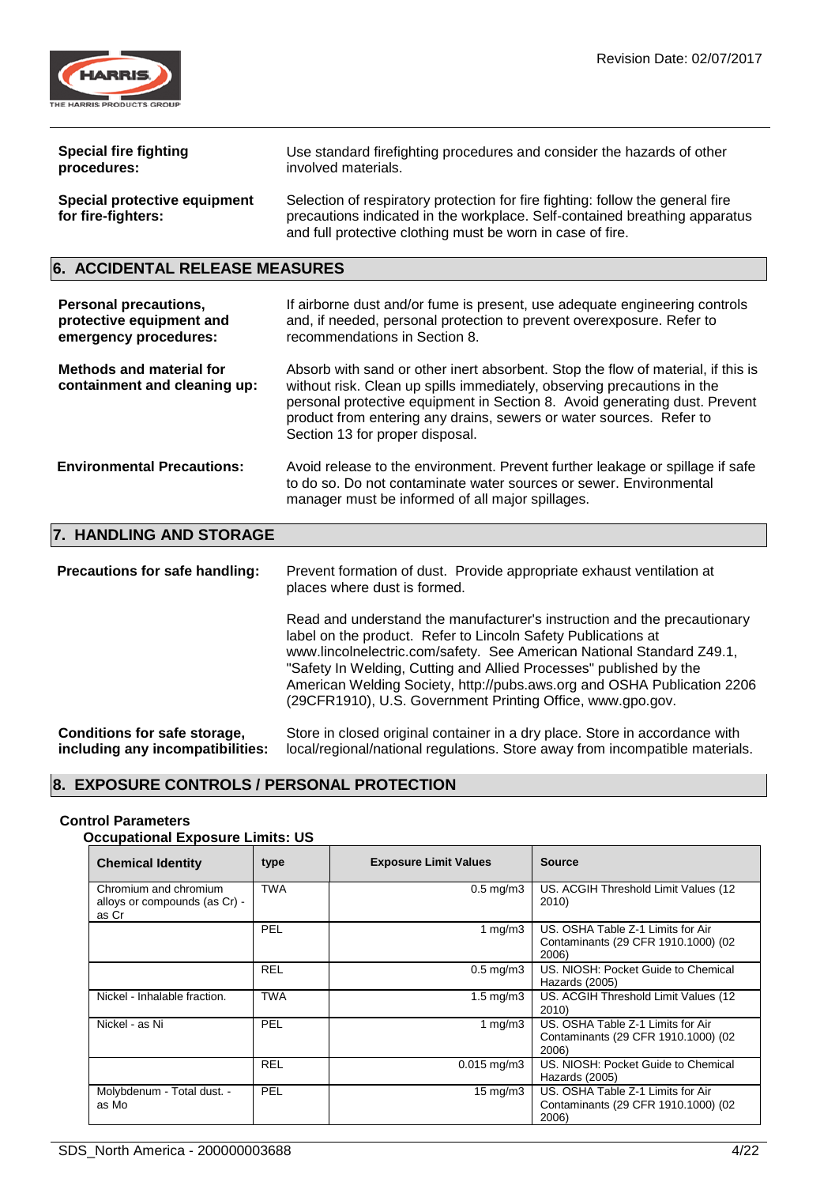**Special fire fighting procedures:** Use standard firefighting procedures and consider the hazards of other involved materials.

**Special protective equipment for fire-fighters:** Selection of respiratory protection for fire fighting: follow the general fire precautions indicated in the workplace. Self-contained breathing apparatus and full protective clothing must be worn in case of fire.

## 6. ACCIDENTAL RELEASE MEASURES

**Personal precautions, protective equipment and emergency procedures:** If airborne dust and/or fume is present, use adequate engineering controls and, if needed, personal protection to prevent overexposure. Refer to recommendations in Section 8.

**Methods and material for containment and cleaning up:** Absorb with sand or other inert absorbent. Stop the flow of material, if this is without risk. Clean up spills immediately, observing precautions in the personal protective equipment in Section 8. Avoid generating dust. Prevent product from entering any drains, sewers or water sources. Refer to Section 13 for proper disposal.

**Environmental Precautions:** Avoid release to the environment. Prevent further leakage or spillage if safe to do so. Do not contaminate water sources or sewer. Environmental manager must be informed of all major spillages.

## 7. HANDLING AND STORAGE

**Precautions for safe handling:** Prevent formation of dust. Provide appropriate exhaust ventilation at places where dust is formed.

Read and understand the manufacturer's instruction and the precautionary label on the product. Refer to Lincoln Safety Publications at www.lincolnelectric.com/safety. See American National Standard Z49.1, "Safety In Welding, Cutting and Allied Processes" published by the American Welding Society, http://pubs.aws.org and OSHA Publication 2206 (29CFR1910), U.S. Government Printing Office, www.gpo.gov.

**Conditions for safe storage, including any incompatibilities:** Store in closed original container in a dry place. Store in accordance with local/regional/national regulations. Store away from incompatible materials.

## 8. EXPOSURE CONTROLS / PERSONAL PROTECTION

**Control Parameters**

**Occupational Exposure Limits: US**

| Chemical Identity | type | Exposure Limit Values | Source |
|---|---|---|---|
| Chromium and chromium alloys or compounds (as Cr) - as Cr | TWA | 0.5 mg/m3 | US. ACGIH Threshold Limit Values (12 2010) |
| | PEL | 1 mg/m3 | US. OSHA Table Z-1 Limits for Air Contaminants (29 CFR 1910.1000) (02 2006) |
| | REL | 0.5 mg/m3 | US. NIOSH: Pocket Guide to Chemical Hazards (2005) |
| Nickel - Inhalable fraction. | TWA | 1.5 mg/m3 | US. ACGIH Threshold Limit Values (12 2010) |
| Nickel - as Ni | PEL | 1 mg/m3 | US. OSHA Table Z-1 Limits for Air Contaminants (29 CFR 1910.1000) (02 2006) |
| | REL | 0.015 mg/m3 | US. NIOSH: Pocket Guide to Chemical Hazards (2005) |
| Molybdenum - Total dust. - as Mo | PEL | 15 mg/m3 | US. OSHA Table Z-1 Limits for Air Contaminants (29 CFR 1910.1000) (02 2006) |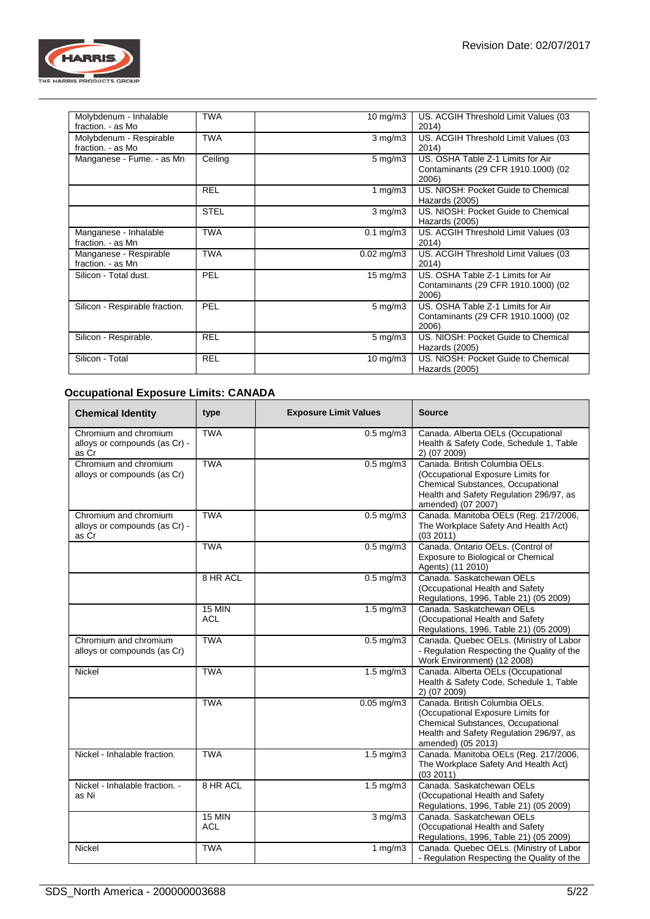| | | | |
|---|---|---|---|
| Molybdenum - Inhalable fraction. - as Mo | TWA | 10 mg/m3 | US. ACGIH Threshold Limit Values (03 2014) |
| Molybdenum - Respirable fraction. - as Mo | TWA | 3 mg/m3 | US. ACGIH Threshold Limit Values (03 2014) |
| Manganese - Fume. - as Mn | Ceiling | 5 mg/m3 | US. OSHA Table Z-1 Limits for Air Contaminants (29 CFR 1910.1000) (02 2006) |
| | REL | 1 mg/m3 | US. NIOSH: Pocket Guide to Chemical Hazards (2005) |
| | STEL | 3 mg/m3 | US. NIOSH: Pocket Guide to Chemical Hazards (2005) |
| Manganese - Inhalable fraction. - as Mn | TWA | 0.1 mg/m3 | US. ACGIH Threshold Limit Values (03 2014) |
| Manganese - Respirable fraction. - as Mn | TWA | 0.02 mg/m3 | US. ACGIH Threshold Limit Values (03 2014) |
| Silicon - Total dust. | PEL | 15 mg/m3 | US. OSHA Table Z-1 Limits for Air Contaminants (29 CFR 1910.1000) (02 2006) |
| Silicon - Respirable fraction. | PEL | 5 mg/m3 | US. OSHA Table Z-1 Limits for Air Contaminants (29 CFR 1910.1000) (02 2006) |
| Silicon - Respirable. | REL | 5 mg/m3 | US. NIOSH: Pocket Guide to Chemical Hazards (2005) |
| Silicon - Total | REL | 10 mg/m3 | US. NIOSH: Pocket Guide to Chemical Hazards (2005) |

### Occupational Exposure Limits: CANADA

| Chemical Identity | type | Exposure Limit Values | Source |
|---|---|---|---|
| Chromium and chromium alloys or compounds (as Cr) - as Cr | TWA | 0.5 mg/m3 | Canada. Alberta OELs (Occupational Health & Safety Code, Schedule 1, Table 2) (07 2009) |
| Chromium and chromium alloys or compounds (as Cr) | TWA | 0.5 mg/m3 | Canada. British Columbia OELs. (Occupational Exposure Limits for Chemical Substances, Occupational Health and Safety Regulation 296/97, as amended) (07 2007) |
| Chromium and chromium alloys or compounds (as Cr) - as Cr | TWA | 0.5 mg/m3 | Canada. Manitoba OELs (Reg. 217/2006, The Workplace Safety And Health Act) (03 2011) |
| | TWA | 0.5 mg/m3 | Canada. Ontario OELs. (Control of Exposure to Biological or Chemical Agents) (11 2010) |
| | 8 HR ACL | 0.5 mg/m3 | Canada. Saskatchewan OELs (Occupational Health and Safety Regulations, 1996, Table 21) (05 2009) |
| | 15 MIN ACL | 1.5 mg/m3 | Canada. Saskatchewan OELs (Occupational Health and Safety Regulations, 1996, Table 21) (05 2009) |
| Chromium and chromium alloys or compounds (as Cr) | TWA | 0.5 mg/m3 | Canada. Quebec OELs. (Ministry of Labor - Regulation Respecting the Quality of the Work Environment) (12 2008) |
| Nickel | TWA | 1.5 mg/m3 | Canada. Alberta OELs (Occupational Health & Safety Code, Schedule 1, Table 2) (07 2009) |
| | TWA | 0.05 mg/m3 | Canada. British Columbia OELs. (Occupational Exposure Limits for Chemical Substances, Occupational Health and Safety Regulation 296/97, as amended) (05 2013) |
| Nickel - Inhalable fraction. | TWA | 1.5 mg/m3 | Canada. Manitoba OELs (Reg. 217/2006, The Workplace Safety And Health Act) (03 2011) |
| Nickel - Inhalable fraction. - as Ni | 8 HR ACL | 1.5 mg/m3 | Canada. Saskatchewan OELs (Occupational Health and Safety Regulations, 1996, Table 21) (05 2009) |
| | 15 MIN ACL | 3 mg/m3 | Canada. Saskatchewan OELs (Occupational Health and Safety Regulations, 1996, Table 21) (05 2009) |
| Nickel | TWA | 1 mg/m3 | Canada. Quebec OELs. (Ministry of Labor - Regulation Respecting the Quality of the |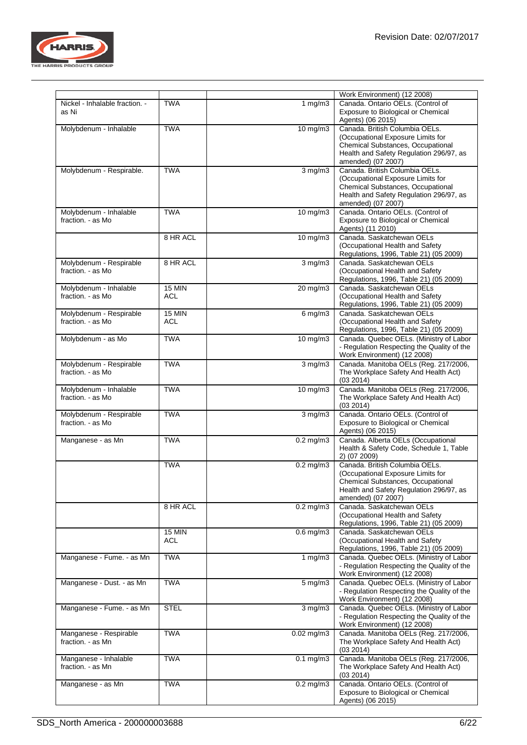| | | | |
|---|---|---|---|
| | | | Work Environment) (12 2008) |
| Nickel - Inhalable fraction. - as Ni | TWA | 1 mg/m3 | Canada. Ontario OELs. (Control of Exposure to Biological or Chemical Agents) (06 2015) |
| Molybdenum - Inhalable | TWA | 10 mg/m3 | Canada. British Columbia OELs. (Occupational Exposure Limits for Chemical Substances, Occupational Health and Safety Regulation 296/97, as amended) (07 2007) |
| Molybdenum - Respirable. | TWA | 3 mg/m3 | Canada. British Columbia OELs. (Occupational Exposure Limits for Chemical Substances, Occupational Health and Safety Regulation 296/97, as amended) (07 2007) |
| Molybdenum - Inhalable fraction. - as Mo | TWA | 10 mg/m3 | Canada. Ontario OELs. (Control of Exposure to Biological or Chemical Agents) (11 2010) |
| | 8 HR ACL | 10 mg/m3 | Canada. Saskatchewan OELs (Occupational Health and Safety Regulations, 1996, Table 21) (05 2009) |
| Molybdenum - Respirable fraction. - as Mo | 8 HR ACL | 3 mg/m3 | Canada. Saskatchewan OELs (Occupational Health and Safety Regulations, 1996, Table 21) (05 2009) |
| Molybdenum - Inhalable fraction. - as Mo | 15 MIN ACL | 20 mg/m3 | Canada. Saskatchewan OELs (Occupational Health and Safety Regulations, 1996, Table 21) (05 2009) |
| Molybdenum - Respirable fraction. - as Mo | 15 MIN ACL | 6 mg/m3 | Canada. Saskatchewan OELs (Occupational Health and Safety Regulations, 1996, Table 21) (05 2009) |
| Molybdenum - as Mo | TWA | 10 mg/m3 | Canada. Quebec OELs. (Ministry of Labor - Regulation Respecting the Quality of the Work Environment) (12 2008) |
| Molybdenum - Respirable fraction. - as Mo | TWA | 3 mg/m3 | Canada. Manitoba OELs (Reg. 217/2006, The Workplace Safety And Health Act) (03 2014) |
| Molybdenum - Inhalable fraction. - as Mo | TWA | 10 mg/m3 | Canada. Manitoba OELs (Reg. 217/2006, The Workplace Safety And Health Act) (03 2014) |
| Molybdenum - Respirable fraction. - as Mo | TWA | 3 mg/m3 | Canada. Ontario OELs. (Control of Exposure to Biological or Chemical Agents) (06 2015) |
| Manganese - as Mn | TWA | 0.2 mg/m3 | Canada. Alberta OELs (Occupational Health & Safety Code, Schedule 1, Table 2) (07 2009) |
| | TWA | 0.2 mg/m3 | Canada. British Columbia OELs. (Occupational Exposure Limits for Chemical Substances, Occupational Health and Safety Regulation 296/97, as amended) (07 2007) |
| | 8 HR ACL | 0.2 mg/m3 | Canada. Saskatchewan OELs (Occupational Health and Safety Regulations, 1996, Table 21) (05 2009) |
| | 15 MIN ACL | 0.6 mg/m3 | Canada. Saskatchewan OELs (Occupational Health and Safety Regulations, 1996, Table 21) (05 2009) |
| Manganese - Fume. - as Mn | TWA | 1 mg/m3 | Canada. Quebec OELs. (Ministry of Labor - Regulation Respecting the Quality of the Work Environment) (12 2008) |
| Manganese - Dust. - as Mn | TWA | 5 mg/m3 | Canada. Quebec OELs. (Ministry of Labor - Regulation Respecting the Quality of the Work Environment) (12 2008) |
| Manganese - Fume. - as Mn | STEL | 3 mg/m3 | Canada. Quebec OELs. (Ministry of Labor - Regulation Respecting the Quality of the Work Environment) (12 2008) |
| Manganese - Respirable fraction. - as Mn | TWA | 0.02 mg/m3 | Canada. Manitoba OELs (Reg. 217/2006, The Workplace Safety And Health Act) (03 2014) |
| Manganese - Inhalable fraction. - as Mn | TWA | 0.1 mg/m3 | Canada. Manitoba OELs (Reg. 217/2006, The Workplace Safety And Health Act) (03 2014) |
| Manganese - as Mn | TWA | 0.2 mg/m3 | Canada. Ontario OELs. (Control of Exposure to Biological or Chemical Agents) (06 2015) |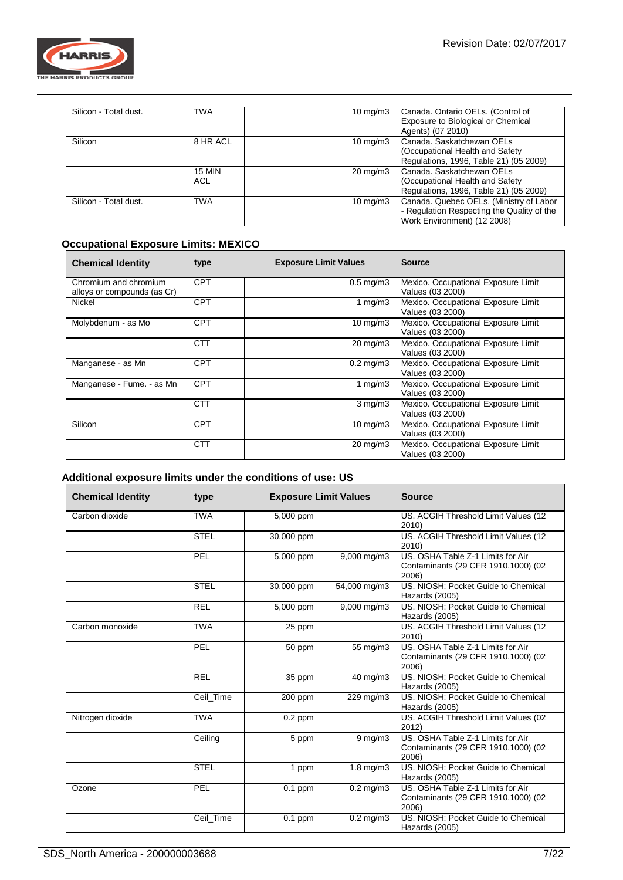| Silicon - Total dust. | TWA | 10 mg/m3 | Canada. Ontario OELs. (Control of Exposure to Biological or Chemical Agents) (07 2010) |
|---|---|---|---|
| Silicon | 8 HR ACL | 10 mg/m3 | Canada. Saskatchewan OELs (Occupational Health and Safety Regulations, 1996, Table 21) (05 2009) |
| | 15 MIN ACL | 20 mg/m3 | Canada. Saskatchewan OELs (Occupational Health and Safety Regulations, 1996, Table 21) (05 2009) |
| Silicon - Total dust. | TWA | 10 mg/m3 | Canada. Quebec OELs. (Ministry of Labor - Regulation Respecting the Quality of the Work Environment) (12 2008) |

### Occupational Exposure Limits: MEXICO

| Chemical Identity | type | Exposure Limit Values | Source |
|---|---|---|---|
| Chromium and chromium alloys or compounds (as Cr) | CPT | 0.5 mg/m3 | Mexico. Occupational Exposure Limit Values (03 2000) |
| Nickel | CPT | 1 mg/m3 | Mexico. Occupational Exposure Limit Values (03 2000) |
| Molybdenum - as Mo | CPT | 10 mg/m3 | Mexico. Occupational Exposure Limit Values (03 2000) |
| | CTT | 20 mg/m3 | Mexico. Occupational Exposure Limit Values (03 2000) |
| Manganese - as Mn | CPT | 0.2 mg/m3 | Mexico. Occupational Exposure Limit Values (03 2000) |
| Manganese - Fume. - as Mn | CPT | 1 mg/m3 | Mexico. Occupational Exposure Limit Values (03 2000) |
| | CTT | 3 mg/m3 | Mexico. Occupational Exposure Limit Values (03 2000) |
| Silicon | CPT | 10 mg/m3 | Mexico. Occupational Exposure Limit Values (03 2000) |
| | CTT | 20 mg/m3 | Mexico. Occupational Exposure Limit Values (03 2000) |

### Additional exposure limits under the conditions of use: US

| Chemical Identity | type | Exposure Limit Values | | Source |
|---|---|---|---|---|
| Carbon dioxide | TWA | 5,000 ppm | | US. ACGIH Threshold Limit Values (12 2010) |
| | STEL | 30,000 ppm | | US. ACGIH Threshold Limit Values (12 2010) |
| | PEL | 5,000 ppm | 9,000 mg/m3 | US. OSHA Table Z-1 Limits for Air Contaminants (29 CFR 1910.1000) (02 2006) |
| | STEL | 30,000 ppm | 54,000 mg/m3 | US. NIOSH: Pocket Guide to Chemical Hazards (2005) |
| | REL | 5,000 ppm | 9,000 mg/m3 | US. NIOSH: Pocket Guide to Chemical Hazards (2005) |
| Carbon monoxide | TWA | 25 ppm | | US. ACGIH Threshold Limit Values (12 2010) |
| | PEL | 50 ppm | 55 mg/m3 | US. OSHA Table Z-1 Limits for Air Contaminants (29 CFR 1910.1000) (02 2006) |
| | REL | 35 ppm | 40 mg/m3 | US. NIOSH: Pocket Guide to Chemical Hazards (2005) |
| | Ceil_Time | 200 ppm | 229 mg/m3 | US. NIOSH: Pocket Guide to Chemical Hazards (2005) |
| Nitrogen dioxide | TWA | 0.2 ppm | | US. ACGIH Threshold Limit Values (02 2012) |
| | Ceiling | 5 ppm | 9 mg/m3 | US. OSHA Table Z-1 Limits for Air Contaminants (29 CFR 1910.1000) (02 2006) |
| | STEL | 1 ppm | 1.8 mg/m3 | US. NIOSH: Pocket Guide to Chemical Hazards (2005) |
| Ozone | PEL | 0.1 ppm | 0.2 mg/m3 | US. OSHA Table Z-1 Limits for Air Contaminants (29 CFR 1910.1000) (02 2006) |
| | Ceil_Time | 0.1 ppm | 0.2 mg/m3 | US. NIOSH: Pocket Guide to Chemical Hazards (2005) |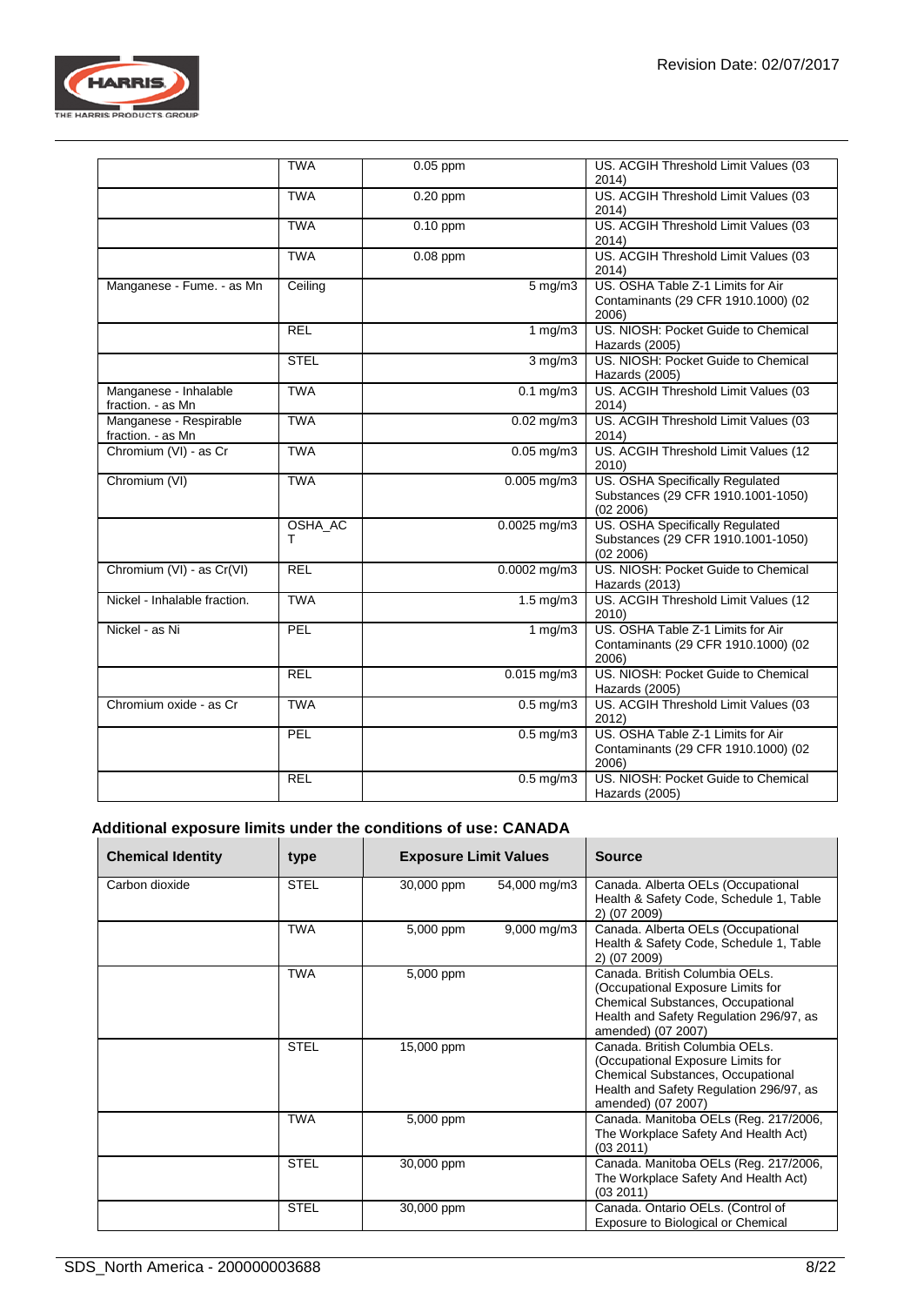| | | | |
|---|---|---|---|
| | TWA | 0.05 ppm | US. ACGIH Threshold Limit Values (03 2014) |
| | TWA | 0.20 ppm | US. ACGIH Threshold Limit Values (03 2014) |
| | TWA | 0.10 ppm | US. ACGIH Threshold Limit Values (03 2014) |
| | TWA | 0.08 ppm | US. ACGIH Threshold Limit Values (03 2014) |
| Manganese - Fume. - as Mn | Ceiling | 5 mg/m3 | US. OSHA Table Z-1 Limits for Air Contaminants (29 CFR 1910.1000) (02 2006) |
| | REL | 1 mg/m3 | US. NIOSH: Pocket Guide to Chemical Hazards (2005) |
| | STEL | 3 mg/m3 | US. NIOSH: Pocket Guide to Chemical Hazards (2005) |
| Manganese - Inhalable fraction. - as Mn | TWA | 0.1 mg/m3 | US. ACGIH Threshold Limit Values (03 2014) |
| Manganese - Respirable fraction. - as Mn | TWA | 0.02 mg/m3 | US. ACGIH Threshold Limit Values (03 2014) |
| Chromium (VI) - as Cr | TWA | 0.05 mg/m3 | US. ACGIH Threshold Limit Values (12 2010) |
| Chromium (VI) | TWA | 0.005 mg/m3 | US. OSHA Specifically Regulated Substances (29 CFR 1910.1001-1050) (02 2006) |
| | OSHA_ACT | 0.0025 mg/m3 | US. OSHA Specifically Regulated Substances (29 CFR 1910.1001-1050) (02 2006) |
| Chromium (VI) - as Cr(VI) | REL | 0.0002 mg/m3 | US. NIOSH: Pocket Guide to Chemical Hazards (2013) |
| Nickel - Inhalable fraction. | TWA | 1.5 mg/m3 | US. ACGIH Threshold Limit Values (12 2010) |
| Nickel - as Ni | PEL | 1 mg/m3 | US. OSHA Table Z-1 Limits for Air Contaminants (29 CFR 1910.1000) (02 2006) |
| | REL | 0.015 mg/m3 | US. NIOSH: Pocket Guide to Chemical Hazards (2005) |
| Chromium oxide - as Cr | TWA | 0.5 mg/m3 | US. ACGIH Threshold Limit Values (03 2012) |
| | PEL | 0.5 mg/m3 | US. OSHA Table Z-1 Limits for Air Contaminants (29 CFR 1910.1000) (02 2006) |
| | REL | 0.5 mg/m3 | US. NIOSH: Pocket Guide to Chemical Hazards (2005) |

**Additional exposure limits under the conditions of use: CANADA**

| Chemical Identity | type | Exposure Limit Values | | Source |
|---|---|---|---|---|
| Carbon dioxide | STEL | 30,000 ppm | 54,000 mg/m3 | Canada. Alberta OELs (Occupational Health & Safety Code, Schedule 1, Table 2) (07 2009) |
| | TWA | 5,000 ppm | 9,000 mg/m3 | Canada. Alberta OELs (Occupational Health & Safety Code, Schedule 1, Table 2) (07 2009) |
| | TWA | 5,000 ppm | | Canada. British Columbia OELs. (Occupational Exposure Limits for Chemical Substances, Occupational Health and Safety Regulation 296/97, as amended) (07 2007) |
| | STEL | 15,000 ppm | | Canada. British Columbia OELs. (Occupational Exposure Limits for Chemical Substances, Occupational Health and Safety Regulation 296/97, as amended) (07 2007) |
| | TWA | 5,000 ppm | | Canada. Manitoba OELs (Reg. 217/2006, The Workplace Safety And Health Act) (03 2011) |
| | STEL | 30,000 ppm | | Canada. Manitoba OELs (Reg. 217/2006, The Workplace Safety And Health Act) (03 2011) |
| | STEL | 30,000 ppm | | Canada. Ontario OELs. (Control of Exposure to Biological or Chemical |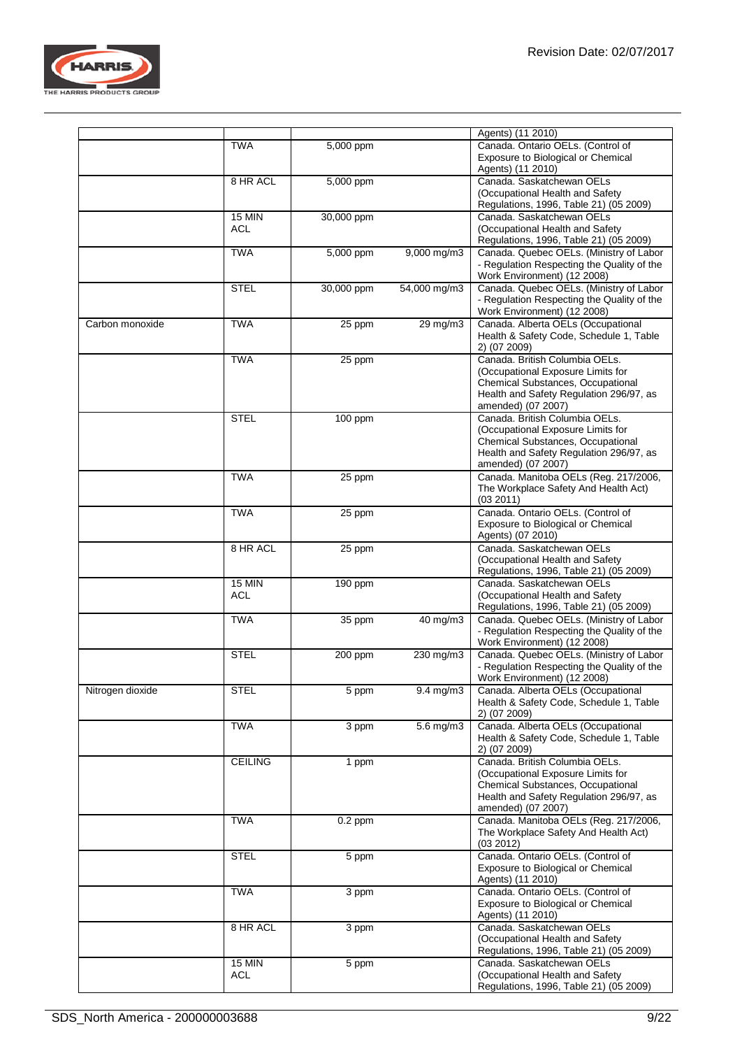| | | | | |
|---|---|---|---|---|
| | | | | Agents) (11 2010) |
| | TWA | 5,000 ppm | | Canada. Ontario OELs. (Control of Exposure to Biological or Chemical Agents) (11 2010) |
| | 8 HR ACL | 5,000 ppm | | Canada. Saskatchewan OELs (Occupational Health and Safety Regulations, 1996, Table 21) (05 2009) |
| | 15 MIN ACL | 30,000 ppm | | Canada. Saskatchewan OELs (Occupational Health and Safety Regulations, 1996, Table 21) (05 2009) |
| | TWA | 5,000 ppm | 9,000 mg/m3 | Canada. Quebec OELs. (Ministry of Labor - Regulation Respecting the Quality of the Work Environment) (12 2008) |
| | STEL | 30,000 ppm | 54,000 mg/m3 | Canada. Quebec OELs. (Ministry of Labor - Regulation Respecting the Quality of the Work Environment) (12 2008) |
| Carbon monoxide | TWA | 25 ppm | 29 mg/m3 | Canada. Alberta OELs (Occupational Health & Safety Code, Schedule 1, Table 2) (07 2009) |
| | TWA | 25 ppm | | Canada. British Columbia OELs. (Occupational Exposure Limits for Chemical Substances, Occupational Health and Safety Regulation 296/97, as amended) (07 2007) |
| | STEL | 100 ppm | | Canada. British Columbia OELs. (Occupational Exposure Limits for Chemical Substances, Occupational Health and Safety Regulation 296/97, as amended) (07 2007) |
| | TWA | 25 ppm | | Canada. Manitoba OELs (Reg. 217/2006, The Workplace Safety And Health Act) (03 2011) |
| | TWA | 25 ppm | | Canada. Ontario OELs. (Control of Exposure to Biological or Chemical Agents) (07 2010) |
| | 8 HR ACL | 25 ppm | | Canada. Saskatchewan OELs (Occupational Health and Safety Regulations, 1996, Table 21) (05 2009) |
| | 15 MIN ACL | 190 ppm | | Canada. Saskatchewan OELs (Occupational Health and Safety Regulations, 1996, Table 21) (05 2009) |
| | TWA | 35 ppm | 40 mg/m3 | Canada. Quebec OELs. (Ministry of Labor - Regulation Respecting the Quality of the Work Environment) (12 2008) |
| | STEL | 200 ppm | 230 mg/m3 | Canada. Quebec OELs. (Ministry of Labor - Regulation Respecting the Quality of the Work Environment) (12 2008) |
| Nitrogen dioxide | STEL | 5 ppm | 9.4 mg/m3 | Canada. Alberta OELs (Occupational Health & Safety Code, Schedule 1, Table 2) (07 2009) |
| | TWA | 3 ppm | 5.6 mg/m3 | Canada. Alberta OELs (Occupational Health & Safety Code, Schedule 1, Table 2) (07 2009) |
| | CEILING | 1 ppm | | Canada. British Columbia OELs. (Occupational Exposure Limits for Chemical Substances, Occupational Health and Safety Regulation 296/97, as amended) (07 2007) |
| | TWA | 0.2 ppm | | Canada. Manitoba OELs (Reg. 217/2006, The Workplace Safety And Health Act) (03 2012) |
| | STEL | 5 ppm | | Canada. Ontario OELs. (Control of Exposure to Biological or Chemical Agents) (11 2010) |
| | TWA | 3 ppm | | Canada. Ontario OELs. (Control of Exposure to Biological or Chemical Agents) (11 2010) |
| | 8 HR ACL | 3 ppm | | Canada. Saskatchewan OELs (Occupational Health and Safety Regulations, 1996, Table 21) (05 2009) |
| | 15 MIN ACL | 5 ppm | | Canada. Saskatchewan OELs (Occupational Health and Safety Regulations, 1996, Table 21) (05 2009) |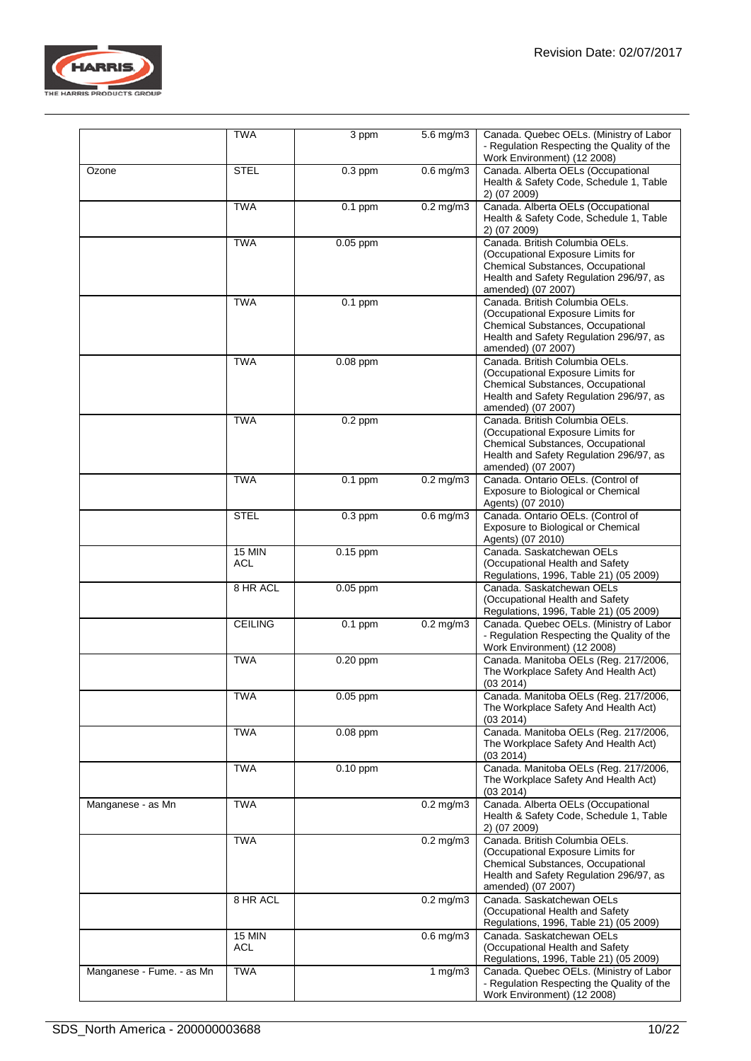| | | | | |
|---|---|---|---|---|
| | TWA | 3 ppm | 5.6 mg/m3 | Canada. Quebec OELs. (Ministry of Labor - Regulation Respecting the Quality of the Work Environment) (12 2008) |
| Ozone | STEL | 0.3 ppm | 0.6 mg/m3 | Canada. Alberta OELs (Occupational Health & Safety Code, Schedule 1, Table 2) (07 2009) |
| | TWA | 0.1 ppm | 0.2 mg/m3 | Canada. Alberta OELs (Occupational Health & Safety Code, Schedule 1, Table 2) (07 2009) |
| | TWA | 0.05 ppm | | Canada. British Columbia OELs. (Occupational Exposure Limits for Chemical Substances, Occupational Health and Safety Regulation 296/97, as amended) (07 2007) |
| | TWA | 0.1 ppm | | Canada. British Columbia OELs. (Occupational Exposure Limits for Chemical Substances, Occupational Health and Safety Regulation 296/97, as amended) (07 2007) |
| | TWA | 0.08 ppm | | Canada. British Columbia OELs. (Occupational Exposure Limits for Chemical Substances, Occupational Health and Safety Regulation 296/97, as amended) (07 2007) |
| | TWA | 0.2 ppm | | Canada. British Columbia OELs. (Occupational Exposure Limits for Chemical Substances, Occupational Health and Safety Regulation 296/97, as amended) (07 2007) |
| | TWA | 0.1 ppm | 0.2 mg/m3 | Canada. Ontario OELs. (Control of Exposure to Biological or Chemical Agents) (07 2010) |
| | STEL | 0.3 ppm | 0.6 mg/m3 | Canada. Ontario OELs. (Control of Exposure to Biological or Chemical Agents) (07 2010) |
| | 15 MIN ACL | 0.15 ppm | | Canada. Saskatchewan OELs (Occupational Health and Safety Regulations, 1996, Table 21) (05 2009) |
| | 8 HR ACL | 0.05 ppm | | Canada. Saskatchewan OELs (Occupational Health and Safety Regulations, 1996, Table 21) (05 2009) |
| | CEILING | 0.1 ppm | 0.2 mg/m3 | Canada. Quebec OELs. (Ministry of Labor - Regulation Respecting the Quality of the Work Environment) (12 2008) |
| | TWA | 0.20 ppm | | Canada. Manitoba OELs (Reg. 217/2006, The Workplace Safety And Health Act) (03 2014) |
| | TWA | 0.05 ppm | | Canada. Manitoba OELs (Reg. 217/2006, The Workplace Safety And Health Act) (03 2014) |
| | TWA | 0.08 ppm | | Canada. Manitoba OELs (Reg. 217/2006, The Workplace Safety And Health Act) (03 2014) |
| | TWA | 0.10 ppm | | Canada. Manitoba OELs (Reg. 217/2006, The Workplace Safety And Health Act) (03 2014) |
| Manganese - as Mn | TWA | | 0.2 mg/m3 | Canada. Alberta OELs (Occupational Health & Safety Code, Schedule 1, Table 2) (07 2009) |
| | TWA | | 0.2 mg/m3 | Canada. British Columbia OELs. (Occupational Exposure Limits for Chemical Substances, Occupational Health and Safety Regulation 296/97, as amended) (07 2007) |
| | 8 HR ACL | | 0.2 mg/m3 | Canada. Saskatchewan OELs (Occupational Health and Safety Regulations, 1996, Table 21) (05 2009) |
| | 15 MIN ACL | | 0.6 mg/m3 | Canada. Saskatchewan OELs (Occupational Health and Safety Regulations, 1996, Table 21) (05 2009) |
| Manganese - Fume. - as Mn | TWA | | 1 mg/m3 | Canada. Quebec OELs. (Ministry of Labor - Regulation Respecting the Quality of the Work Environment) (12 2008) |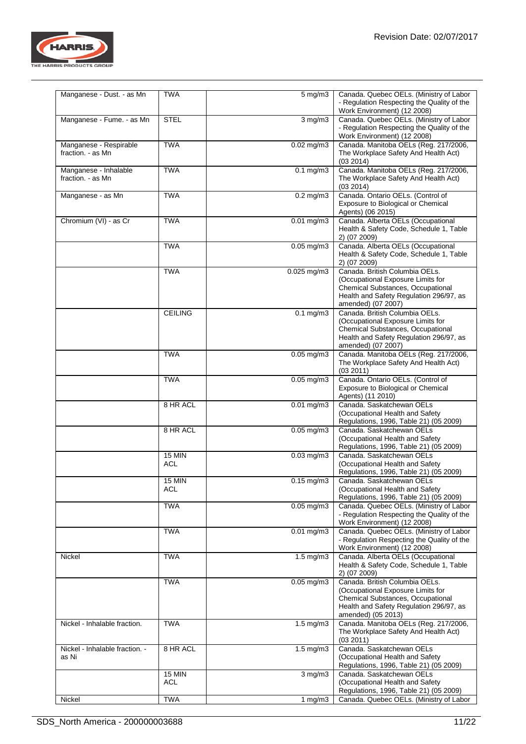| | | | |
|---|---|---|---|
| Manganese - Dust. - as Mn | TWA | 5 mg/m3 | Canada. Quebec OELs. (Ministry of Labor - Regulation Respecting the Quality of the Work Environment) (12 2008) |
| Manganese - Fume. - as Mn | STEL | 3 mg/m3 | Canada. Quebec OELs. (Ministry of Labor - Regulation Respecting the Quality of the Work Environment) (12 2008) |
| Manganese - Respirable fraction. - as Mn | TWA | 0.02 mg/m3 | Canada. Manitoba OELs (Reg. 217/2006, The Workplace Safety And Health Act) (03 2014) |
| Manganese - Inhalable fraction. - as Mn | TWA | 0.1 mg/m3 | Canada. Manitoba OELs (Reg. 217/2006, The Workplace Safety And Health Act) (03 2014) |
| Manganese - as Mn | TWA | 0.2 mg/m3 | Canada. Ontario OELs. (Control of Exposure to Biological or Chemical Agents) (06 2015) |
| Chromium (VI) - as Cr | TWA | 0.01 mg/m3 | Canada. Alberta OELs (Occupational Health & Safety Code, Schedule 1, Table 2) (07 2009) |
| | TWA | 0.05 mg/m3 | Canada. Alberta OELs (Occupational Health & Safety Code, Schedule 1, Table 2) (07 2009) |
| | TWA | 0.025 mg/m3 | Canada. British Columbia OELs. (Occupational Exposure Limits for Chemical Substances, Occupational Health and Safety Regulation 296/97, as amended) (07 2007) |
| | CEILING | 0.1 mg/m3 | Canada. British Columbia OELs. (Occupational Exposure Limits for Chemical Substances, Occupational Health and Safety Regulation 296/97, as amended) (07 2007) |
| | TWA | 0.05 mg/m3 | Canada. Manitoba OELs (Reg. 217/2006, The Workplace Safety And Health Act) (03 2011) |
| | TWA | 0.05 mg/m3 | Canada. Ontario OELs. (Control of Exposure to Biological or Chemical Agents) (11 2010) |
| | 8 HR ACL | 0.01 mg/m3 | Canada. Saskatchewan OELs (Occupational Health and Safety Regulations, 1996, Table 21) (05 2009) |
| | 8 HR ACL | 0.05 mg/m3 | Canada. Saskatchewan OELs (Occupational Health and Safety Regulations, 1996, Table 21) (05 2009) |
| | 15 MIN ACL | 0.03 mg/m3 | Canada. Saskatchewan OELs (Occupational Health and Safety Regulations, 1996, Table 21) (05 2009) |
| | 15 MIN ACL | 0.15 mg/m3 | Canada. Saskatchewan OELs (Occupational Health and Safety Regulations, 1996, Table 21) (05 2009) |
| | TWA | 0.05 mg/m3 | Canada. Quebec OELs. (Ministry of Labor - Regulation Respecting the Quality of the Work Environment) (12 2008) |
| | TWA | 0.01 mg/m3 | Canada. Quebec OELs. (Ministry of Labor - Regulation Respecting the Quality of the Work Environment) (12 2008) |
| Nickel | TWA | 1.5 mg/m3 | Canada. Alberta OELs (Occupational Health & Safety Code, Schedule 1, Table 2) (07 2009) |
| | TWA | 0.05 mg/m3 | Canada. British Columbia OELs. (Occupational Exposure Limits for Chemical Substances, Occupational Health and Safety Regulation 296/97, as amended) (05 2013) |
| Nickel - Inhalable fraction. | TWA | 1.5 mg/m3 | Canada. Manitoba OELs (Reg. 217/2006, The Workplace Safety And Health Act) (03 2011) |
| Nickel - Inhalable fraction. - as Ni | 8 HR ACL | 1.5 mg/m3 | Canada. Saskatchewan OELs (Occupational Health and Safety Regulations, 1996, Table 21) (05 2009) |
| | 15 MIN ACL | 3 mg/m3 | Canada. Saskatchewan OELs (Occupational Health and Safety Regulations, 1996, Table 21) (05 2009) |
| Nickel | TWA | 1 mg/m3 | Canada. Quebec OELs. (Ministry of Labor |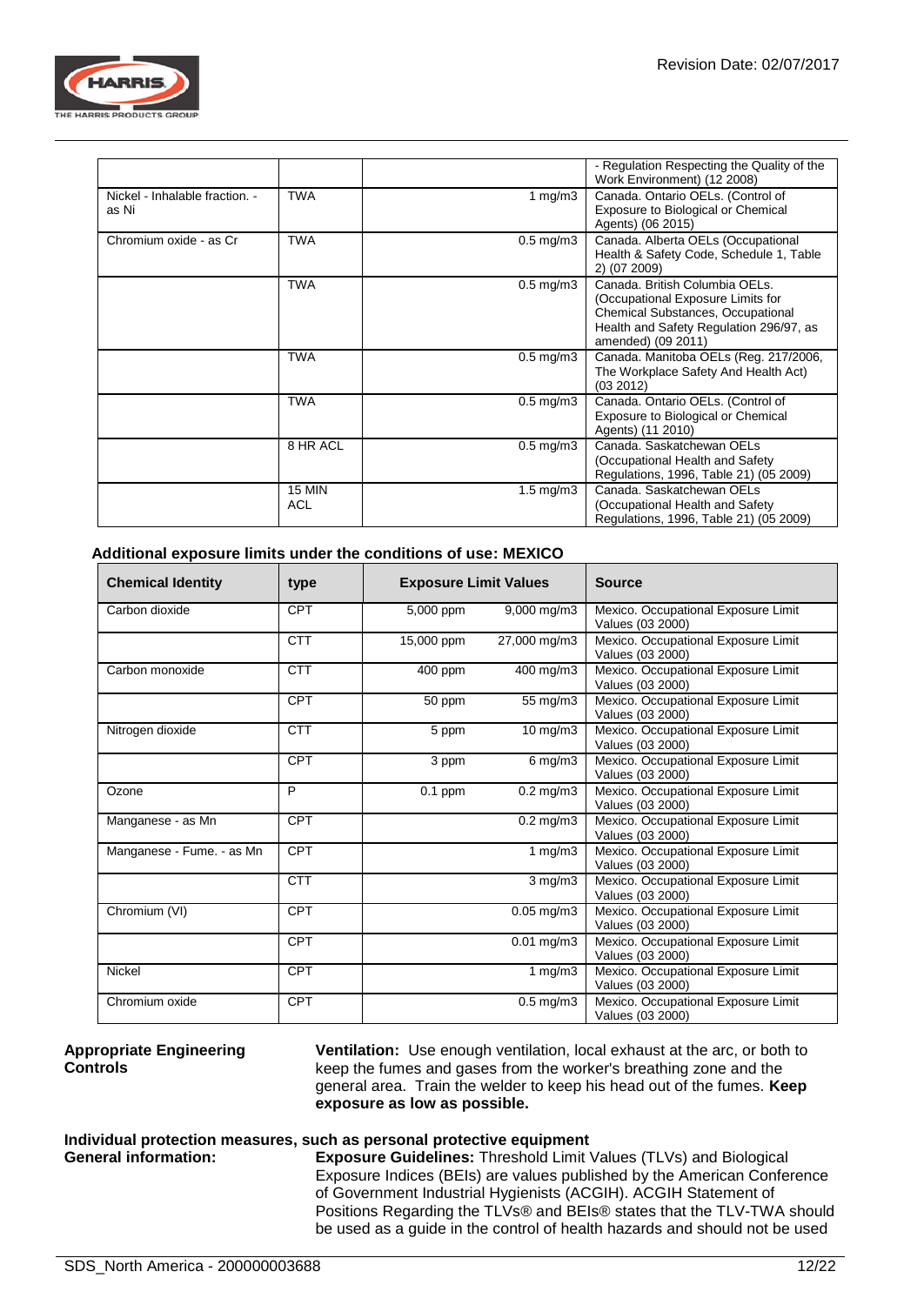| | | | |
|---|---|---|---|
| | | | - Regulation Respecting the Quality of the Work Environment) (12 2008) |
| Nickel - Inhalable fraction. - as Ni | TWA | 1 mg/m3 | Canada. Ontario OELs. (Control of Exposure to Biological or Chemical Agents) (06 2015) |
| Chromium oxide - as Cr | TWA | 0.5 mg/m3 | Canada. Alberta OELs (Occupational Health & Safety Code, Schedule 1, Table 2) (07 2009) |
| | TWA | 0.5 mg/m3 | Canada. British Columbia OELs. (Occupational Exposure Limits for Chemical Substances, Occupational Health and Safety Regulation 296/97, as amended) (09 2011) |
| | TWA | 0.5 mg/m3 | Canada. Manitoba OELs (Reg. 217/2006, The Workplace Safety And Health Act) (03 2012) |
| | TWA | 0.5 mg/m3 | Canada. Ontario OELs. (Control of Exposure to Biological or Chemical Agents) (11 2010) |
| | 8 HR ACL | 0.5 mg/m3 | Canada. Saskatchewan OELs (Occupational Health and Safety Regulations, 1996, Table 21) (05 2009) |
| | 15 MIN ACL | 1.5 mg/m3 | Canada. Saskatchewan OELs (Occupational Health and Safety Regulations, 1996, Table 21) (05 2009) |

**Additional exposure limits under the conditions of use: MEXICO**

| Chemical Identity | type | Exposure Limit Values | | Source |
|---|---|---|---|---|
| Carbon dioxide | CPT | 5,000 ppm | 9,000 mg/m3 | Mexico. Occupational Exposure Limit Values (03 2000) |
| | CTT | 15,000 ppm | 27,000 mg/m3 | Mexico. Occupational Exposure Limit Values (03 2000) |
| Carbon monoxide | CTT | 400 ppm | 400 mg/m3 | Mexico. Occupational Exposure Limit Values (03 2000) |
| | CPT | 50 ppm | 55 mg/m3 | Mexico. Occupational Exposure Limit Values (03 2000) |
| Nitrogen dioxide | CTT | 5 ppm | 10 mg/m3 | Mexico. Occupational Exposure Limit Values (03 2000) |
| | CPT | 3 ppm | 6 mg/m3 | Mexico. Occupational Exposure Limit Values (03 2000) |
| Ozone | P | 0.1 ppm | 0.2 mg/m3 | Mexico. Occupational Exposure Limit Values (03 2000) |
| Manganese - as Mn | CPT | | 0.2 mg/m3 | Mexico. Occupational Exposure Limit Values (03 2000) |
| Manganese - Fume. - as Mn | CPT | | 1 mg/m3 | Mexico. Occupational Exposure Limit Values (03 2000) |
| | CTT | | 3 mg/m3 | Mexico. Occupational Exposure Limit Values (03 2000) |
| Chromium (VI) | CPT | | 0.05 mg/m3 | Mexico. Occupational Exposure Limit Values (03 2000) |
| | CPT | | 0.01 mg/m3 | Mexico. Occupational Exposure Limit Values (03 2000) |
| Nickel | CPT | | 1 mg/m3 | Mexico. Occupational Exposure Limit Values (03 2000) |
| Chromium oxide | CPT | | 0.5 mg/m3 | Mexico. Occupational Exposure Limit Values (03 2000) |

**Appropriate Engineering Controls**

**Ventilation:** Use enough ventilation, local exhaust at the arc, or both to keep the fumes and gases from the worker's breathing zone and the general area. Train the welder to keep his head out of the fumes. **Keep exposure as low as possible.**

**Individual protection measures, such as personal protective equipment**

**General information:**

**Exposure Guidelines:** Threshold Limit Values (TLVs) and Biological Exposure Indices (BEIs) are values published by the American Conference of Government Industrial Hygienists (ACGIH). ACGIH Statement of Positions Regarding the TLVs® and BEIs® states that the TLV-TWA should be used as a guide in the control of health hazards and should not be used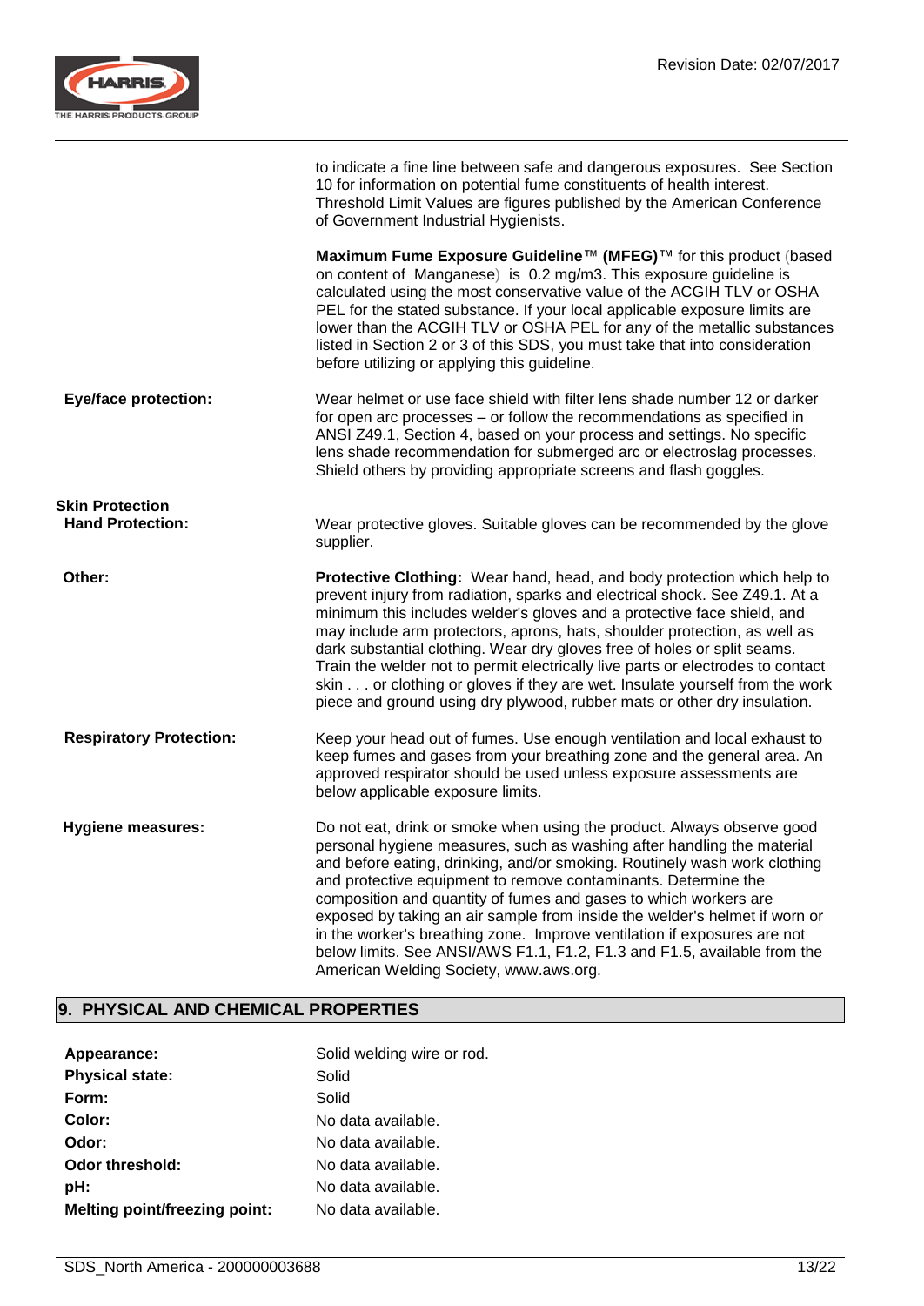| | |
|---|---|
| | to indicate a fine line between safe and dangerous exposures. See Section 10 for information on potential fume constituents of health interest. Threshold Limit Values are figures published by the American Conference of Government Industrial Hygienists. |
| | **Maximum Fume Exposure Guideline™ (MFEG)™** for this product (based on content of Manganese) is 0.2 mg/m3. This exposure guideline is calculated using the most conservative value of the ACGIH TLV or OSHA PEL for the stated substance. If your local applicable exposure limits are lower than the ACGIH TLV or OSHA PEL for any of the metallic substances listed in Section 2 or 3 of this SDS, you must take that into consideration before utilizing or applying this guideline. |
| **Eye/face protection:** | Wear helmet or use face shield with filter lens shade number 12 or darker for open arc processes – or follow the recommendations as specified in ANSI Z49.1, Section 4, based on your process and settings. No specific lens shade recommendation for submerged arc or electroslag processes. Shield others by providing appropriate screens and flash goggles. |
| **Skin Protection** | |
| **Hand Protection:** | Wear protective gloves. Suitable gloves can be recommended by the glove supplier. |
| **Other:** | **Protective Clothing:** Wear hand, head, and body protection which help to prevent injury from radiation, sparks and electrical shock. See Z49.1. At a minimum this includes welder's gloves and a protective face shield, and may include arm protectors, aprons, hats, shoulder protection, as well as dark substantial clothing. Wear dry gloves free of holes or split seams. Train the welder not to permit electrically live parts or electrodes to contact skin . . . or clothing or gloves if they are wet. Insulate yourself from the work piece and ground using dry plywood, rubber mats or other dry insulation. |
| **Respiratory Protection:** | Keep your head out of fumes. Use enough ventilation and local exhaust to keep fumes and gases from your breathing zone and the general area. An approved respirator should be used unless exposure assessments are below applicable exposure limits. |
| **Hygiene measures:** | Do not eat, drink or smoke when using the product. Always observe good personal hygiene measures, such as washing after handling the material and before eating, drinking, and/or smoking. Routinely wash work clothing and protective equipment to remove contaminants. Determine the composition and quantity of fumes and gases to which workers are exposed by taking an air sample from inside the welder's helmet if worn or in the worker's breathing zone. Improve ventilation if exposures are not below limits. See ANSI/AWS F1.1, F1.2, F1.3 and F1.5, available from the American Welding Society, www.aws.org. |

## 9. PHYSICAL AND CHEMICAL PROPERTIES

| | |
|---|---|
| **Appearance:** | Solid welding wire or rod. |
| **Physical state:** | Solid |
| **Form:** | Solid |
| **Color:** | No data available. |
| **Odor:** | No data available. |
| **Odor threshold:** | No data available. |
| **pH:** | No data available. |
| **Melting point/freezing point:** | No data available. |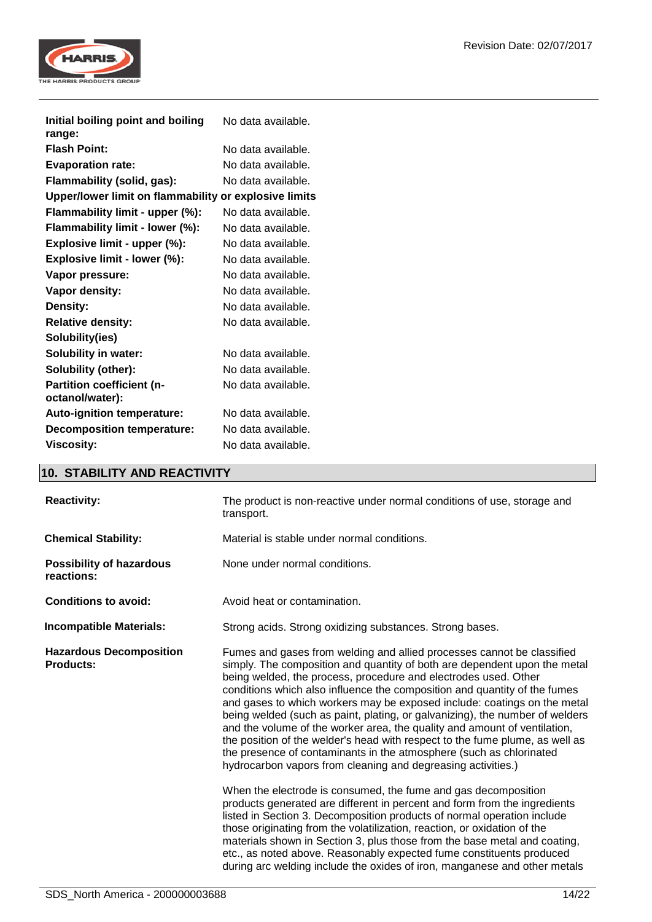| | |
|---|---|
| **Initial boiling point and boiling range:** | No data available. |
| **Flash Point:** | No data available. |
| **Evaporation rate:** | No data available. |
| **Flammability (solid, gas):** | No data available. |
| **Upper/lower limit on flammability or explosive limits** | |
| **Flammability limit - upper (%):** | No data available. |
| **Flammability limit - lower (%):** | No data available. |
| **Explosive limit - upper (%):** | No data available. |
| **Explosive limit - lower (%):** | No data available. |
| **Vapor pressure:** | No data available. |
| **Vapor density:** | No data available. |
| **Density:** | No data available. |
| **Relative density:** | No data available. |
| **Solubility(ies)** | |
| **Solubility in water:** | No data available. |
| **Solubility (other):** | No data available. |
| **Partition coefficient (n-octanol/water):** | No data available. |
| **Auto-ignition temperature:** | No data available. |
| **Decomposition temperature:** | No data available. |
| **Viscosity:** | No data available. |

## 10. STABILITY AND REACTIVITY

**Reactivity:** The product is non-reactive under normal conditions of use, storage and transport.

**Chemical Stability:** Material is stable under normal conditions.

**Possibility of hazardous reactions:** None under normal conditions.

**Conditions to avoid:** Avoid heat or contamination.

**Incompatible Materials:** Strong acids. Strong oxidizing substances. Strong bases.

**Hazardous Decomposition Products:** Fumes and gases from welding and allied processes cannot be classified simply. The composition and quantity of both are dependent upon the metal being welded, the process, procedure and electrodes used. Other conditions which also influence the composition and quantity of the fumes and gases to which workers may be exposed include: coatings on the metal being welded (such as paint, plating, or galvanizing), the number of welders and the volume of the worker area, the quality and amount of ventilation, the position of the welder's head with respect to the fume plume, as well as the presence of contaminants in the atmosphere (such as chlorinated hydrocarbon vapors from cleaning and degreasing activities.)

When the electrode is consumed, the fume and gas decomposition products generated are different in percent and form from the ingredients listed in Section 3. Decomposition products of normal operation include those originating from the volatilization, reaction, or oxidation of the materials shown in Section 3, plus those from the base metal and coating, etc., as noted above. Reasonably expected fume constituents produced during arc welding include the oxides of iron, manganese and other metals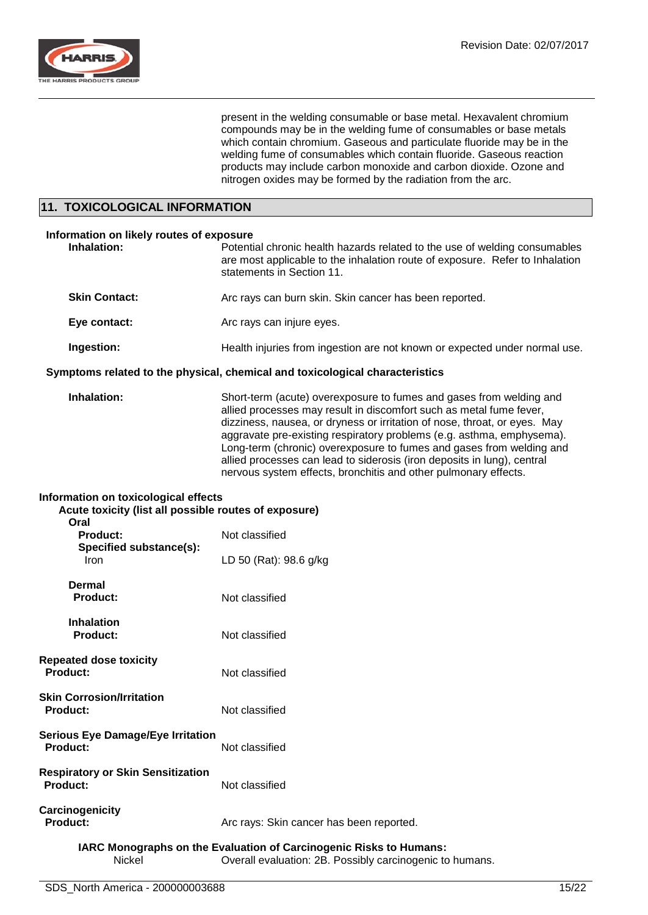present in the welding consumable or base metal. Hexavalent chromium compounds may be in the welding fume of consumables or base metals which contain chromium. Gaseous and particulate fluoride may be in the welding fume of consumables which contain fluoride. Gaseous reaction products may include carbon monoxide and carbon dioxide. Ozone and nitrogen oxides may be formed by the radiation from the arc.

## 11. TOXICOLOGICAL INFORMATION

**Information on likely routes of exposure**

**Inhalation:** Potential chronic health hazards related to the use of welding consumables are most applicable to the inhalation route of exposure. Refer to Inhalation statements in Section 11.

**Skin Contact:** Arc rays can burn skin. Skin cancer has been reported.

**Eye contact:** Arc rays can injure eyes.

**Ingestion:** Health injuries from ingestion are not known or expected under normal use.

**Symptoms related to the physical, chemical and toxicological characteristics**

**Inhalation:** Short-term (acute) overexposure to fumes and gases from welding and allied processes may result in discomfort such as metal fume fever, dizziness, nausea, or dryness or irritation of nose, throat, or eyes. May aggravate pre-existing respiratory problems (e.g. asthma, emphysema). Long-term (chronic) overexposure to fumes and gases from welding and allied processes can lead to siderosis (iron deposits in lung), central nervous system effects, bronchitis and other pulmonary effects.

**Information on toxicological effects**

**Acute toxicity (list all possible routes of exposure)**

**Oral**

**Product:** Not classified

**Specified substance(s):**

Iron: LD 50 (Rat): 98.6 g/kg

**Dermal**

**Product:** Not classified

**Inhalation**

**Product:** Not classified

**Repeated dose toxicity**

**Product:** Not classified

**Skin Corrosion/Irritation**

**Product:** Not classified

**Serious Eye Damage/Eye Irritation**

**Product:** Not classified

**Respiratory or Skin Sensitization**

**Product:** Not classified

**Carcinogenicity**

**Product:** Arc rays: Skin cancer has been reported.

**IARC Monographs on the Evaluation of Carcinogenic Risks to Humans:**

Nickel: Overall evaluation: 2B. Possibly carcinogenic to humans.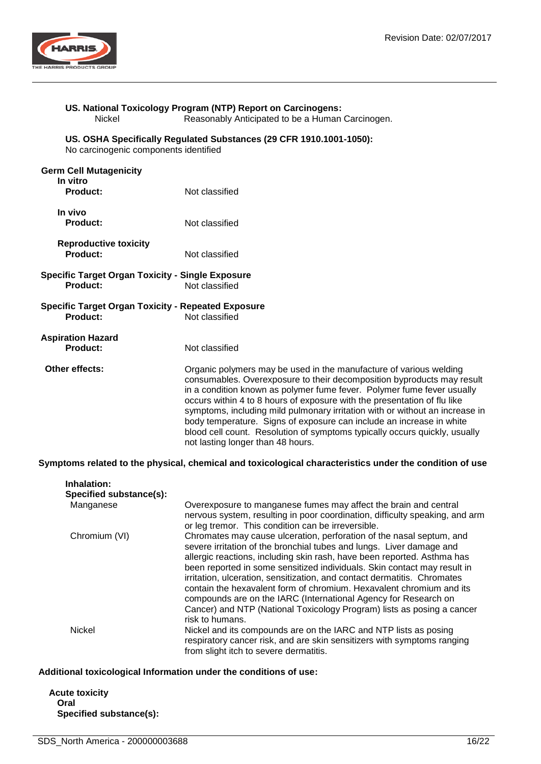**US. National Toxicology Program (NTP) Report on Carcinogens:**

Nickel — Reasonably Anticipated to be a Human Carcinogen.

**US. OSHA Specifically Regulated Substances (29 CFR 1910.1001-1050):**

No carcinogenic components identified

**Germ Cell Mutagenicity**

**In vitro**

**Product:** Not classified

**In vivo**

**Product:** Not classified

**Reproductive toxicity**

**Product:** Not classified

**Specific Target Organ Toxicity - Single Exposure**

**Product:** Not classified

**Specific Target Organ Toxicity - Repeated Exposure**

**Product:** Not classified

**Aspiration Hazard**

**Product:** Not classified

**Other effects:** Organic polymers may be used in the manufacture of various welding consumables. Overexposure to their decomposition byproducts may result in a condition known as polymer fume fever. Polymer fume fever usually occurs within 4 to 8 hours of exposure with the presentation of flu like symptoms, including mild pulmonary irritation with or without an increase in body temperature. Signs of exposure can include an increase in white blood cell count. Resolution of symptoms typically occurs quickly, usually not lasting longer than 48 hours.

**Symptoms related to the physical, chemical and toxicological characteristics under the condition of use**

**Inhalation:**

**Specified substance(s):**

| Substance | Effects |
|---|---|
| Manganese | Overexposure to manganese fumes may affect the brain and central nervous system, resulting in poor coordination, difficulty speaking, and arm or leg tremor. This condition can be irreversible. |
| Chromium (VI) | Chromates may cause ulceration, perforation of the nasal septum, and severe irritation of the bronchial tubes and lungs. Liver damage and allergic reactions, including skin rash, have been reported. Asthma has been reported in some sensitized individuals. Skin contact may result in irritation, ulceration, sensitization, and contact dermatitis. Chromates contain the hexavalent form of chromium. Hexavalent chromium and its compounds are on the IARC (International Agency for Research on Cancer) and NTP (National Toxicology Program) lists as posing a cancer risk to humans. |
| Nickel | Nickel and its compounds are on the IARC and NTP lists as posing respiratory cancer risk, and are skin sensitizers with symptoms ranging from slight itch to severe dermatitis. |

**Additional toxicological Information under the conditions of use:**

**Acute toxicity**

**Oral**

**Specified substance(s):**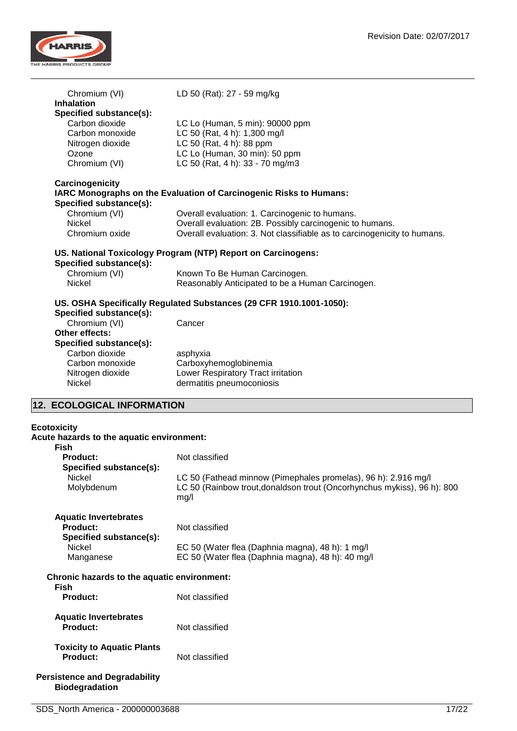| | |
|---|---|
| Chromium (VI) | LD 50 (Rat): 27 - 59 mg/kg |

**Inhalation**

**Specified substance(s):**

| | |
|---|---|
| Carbon dioxide | LC Lo (Human, 5 min): 90000 ppm |
| Carbon monoxide | LC 50 (Rat, 4 h): 1,300 mg/l |
| Nitrogen dioxide | LC 50 (Rat, 4 h): 88 ppm |
| Ozone | LC Lo (Human, 30 min): 50 ppm |
| Chromium (VI) | LC 50 (Rat, 4 h): 33 - 70 mg/m3 |

**Carcinogenicity**

**IARC Monographs on the Evaluation of Carcinogenic Risks to Humans:**

**Specified substance(s):**

| | |
|---|---|
| Chromium (VI) | Overall evaluation: 1. Carcinogenic to humans. |
| Nickel | Overall evaluation: 2B. Possibly carcinogenic to humans. |
| Chromium oxide | Overall evaluation: 3. Not classifiable as to carcinogenicity to humans. |

**US. National Toxicology Program (NTP) Report on Carcinogens:**

**Specified substance(s):**

| | |
|---|---|
| Chromium (VI) | Known To Be Human Carcinogen. |
| Nickel | Reasonably Anticipated to be a Human Carcinogen. |

**US. OSHA Specifically Regulated Substances (29 CFR 1910.1001-1050):**

**Specified substance(s):**

| | |
|---|---|
| Chromium (VI) | Cancer |

**Other effects:**

**Specified substance(s):**

| | |
|---|---|
| Carbon dioxide | asphyxia |
| Carbon monoxide | Carboxyhemoglobinemia |
| Nitrogen dioxide | Lower Respiratory Tract irritation |
| Nickel | dermatitis pneumoconiosis |

## 12. ECOLOGICAL INFORMATION

**Ecotoxicity**

**Acute hazards to the aquatic environment:**

**Fish**

| | |
|---|---|
| **Product:** | Not classified |
| **Specified substance(s):** | |
| Nickel | LC 50 (Fathead minnow (Pimephales promelas), 96 h): 2.916 mg/l |
| Molybdenum | LC 50 (Rainbow trout,donaldson trout (Oncorhynchus mykiss), 96 h): 800 mg/l |

**Aquatic Invertebrates**

| | |
|---|---|
| **Product:** | Not classified |
| **Specified substance(s):** | |
| Nickel | EC 50 (Water flea (Daphnia magna), 48 h): 1 mg/l |
| Manganese | EC 50 (Water flea (Daphnia magna), 48 h): 40 mg/l |

**Chronic hazards to the aquatic environment:**

**Fish**

| | |
|---|---|
| **Product:** | Not classified |

**Aquatic Invertebrates**

| | |
|---|---|
| **Product:** | Not classified |

**Toxicity to Aquatic Plants**

| | |
|---|---|
| **Product:** | Not classified |

**Persistence and Degradability**

**Biodegradation**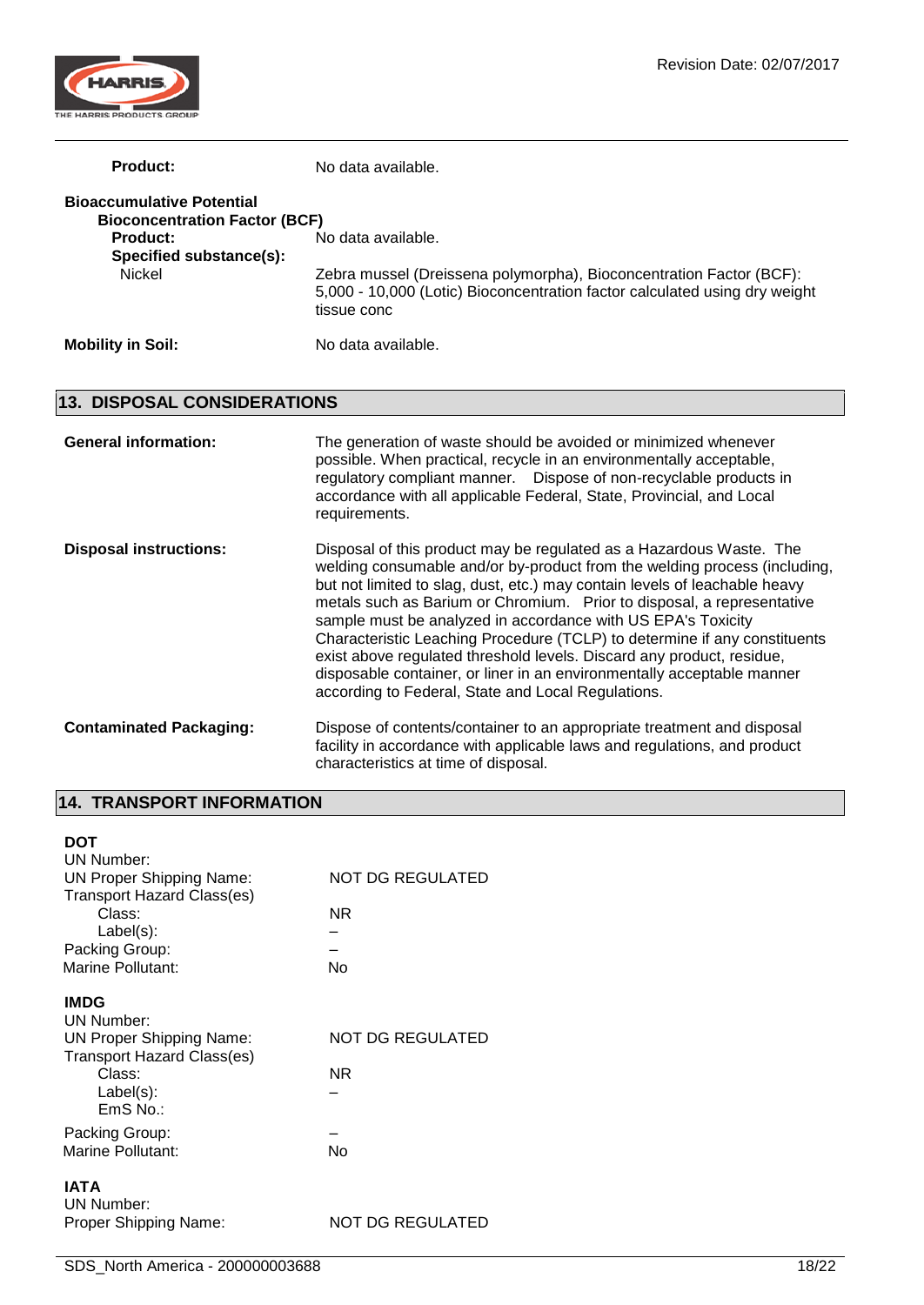**Product:** No data available.

**Bioaccumulative Potential**

**Bioconcentration Factor (BCF)**

**Product:** No data available.

**Specified substance(s):**

Nickel — Zebra mussel (Dreissena polymorpha), Bioconcentration Factor (BCF): 5,000 - 10,000 (Lotic) Bioconcentration factor calculated using dry weight tissue conc

**Mobility in Soil:** No data available.

## 13. DISPOSAL CONSIDERATIONS

**General information:** The generation of waste should be avoided or minimized whenever possible. When practical, recycle in an environmentally acceptable, regulatory compliant manner. Dispose of non-recyclable products in accordance with all applicable Federal, State, Provincial, and Local requirements.

**Disposal instructions:** Disposal of this product may be regulated as a Hazardous Waste. The welding consumable and/or by-product from the welding process (including, but not limited to slag, dust, etc.) may contain levels of leachable heavy metals such as Barium or Chromium. Prior to disposal, a representative sample must be analyzed in accordance with US EPA's Toxicity Characteristic Leaching Procedure (TCLP) to determine if any constituents exist above regulated threshold levels. Discard any product, residue, disposable container, or liner in an environmentally acceptable manner according to Federal, State and Local Regulations.

**Contaminated Packaging:** Dispose of contents/container to an appropriate treatment and disposal facility in accordance with applicable laws and regulations, and product characteristics at time of disposal.

## 14. TRANSPORT INFORMATION

**DOT**

UN Number:

UN Proper Shipping Name: NOT DG REGULATED

Transport Hazard Class(es)

Class: NR

Label(s): –

Packing Group: –

Marine Pollutant: No

**IMDG**

UN Number:

UN Proper Shipping Name: NOT DG REGULATED

Transport Hazard Class(es)

Class: NR

Label(s): –

EmS No.:

Packing Group: –

Marine Pollutant: No

**IATA**

UN Number:

Proper Shipping Name: NOT DG REGULATED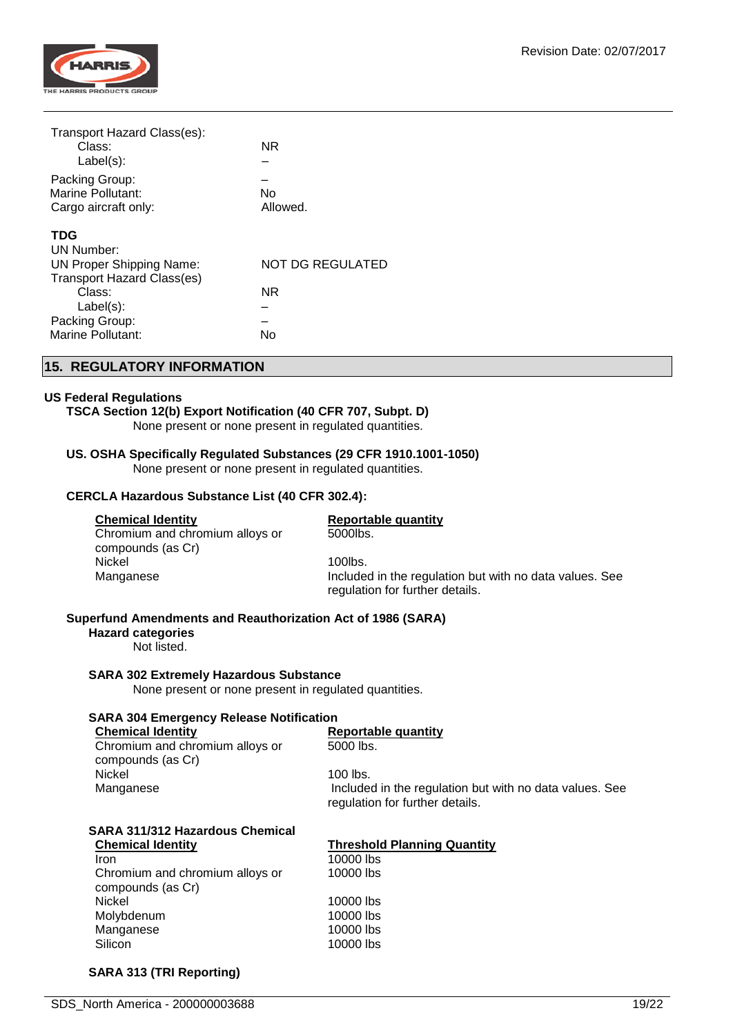Transport Hazard Class(es):

| | |
|---|---|
| Class: | NR |
| Label(s): | – |
| Packing Group: | – |
| Marine Pollutant: | No |
| Cargo aircraft only: | Allowed. |

**TDG**

| | |
|---|---|
| UN Number: | |
| UN Proper Shipping Name: | NOT DG REGULATED |
| Transport Hazard Class(es) | |
| Class: | NR |
| Label(s): | – |
| Packing Group: | – |
| Marine Pollutant: | No |

## 15. REGULATORY INFORMATION

**US Federal Regulations**

**TSCA Section 12(b) Export Notification (40 CFR 707, Subpt. D)**

None present or none present in regulated quantities.

**US. OSHA Specifically Regulated Substances (29 CFR 1910.1001-1050)**

None present or none present in regulated quantities.

**CERCLA Hazardous Substance List (40 CFR 302.4):**

| Chemical Identity | Reportable quantity |
|---|---|
| Chromium and chromium alloys or compounds (as Cr) | 5000lbs. |
| Nickel | 100lbs. |
| Manganese | Included in the regulation but with no data values. See regulation for further details. |

**Superfund Amendments and Reauthorization Act of 1986 (SARA)**

**Hazard categories**

Not listed.

**SARA 302 Extremely Hazardous Substance**

None present or none present in regulated quantities.

**SARA 304 Emergency Release Notification**

| Chemical Identity | Reportable quantity |
|---|---|
| Chromium and chromium alloys or compounds (as Cr) | 5000 lbs. |
| Nickel | 100 lbs. |
| Manganese | Included in the regulation but with no data values. See regulation for further details. |

**SARA 311/312 Hazardous Chemical**

| Chemical Identity | Threshold Planning Quantity |
|---|---|
| Iron | 10000 lbs |
| Chromium and chromium alloys or compounds (as Cr) | 10000 lbs |
| Nickel | 10000 lbs |
| Molybdenum | 10000 lbs |
| Manganese | 10000 lbs |
| Silicon | 10000 lbs |

**SARA 313 (TRI Reporting)**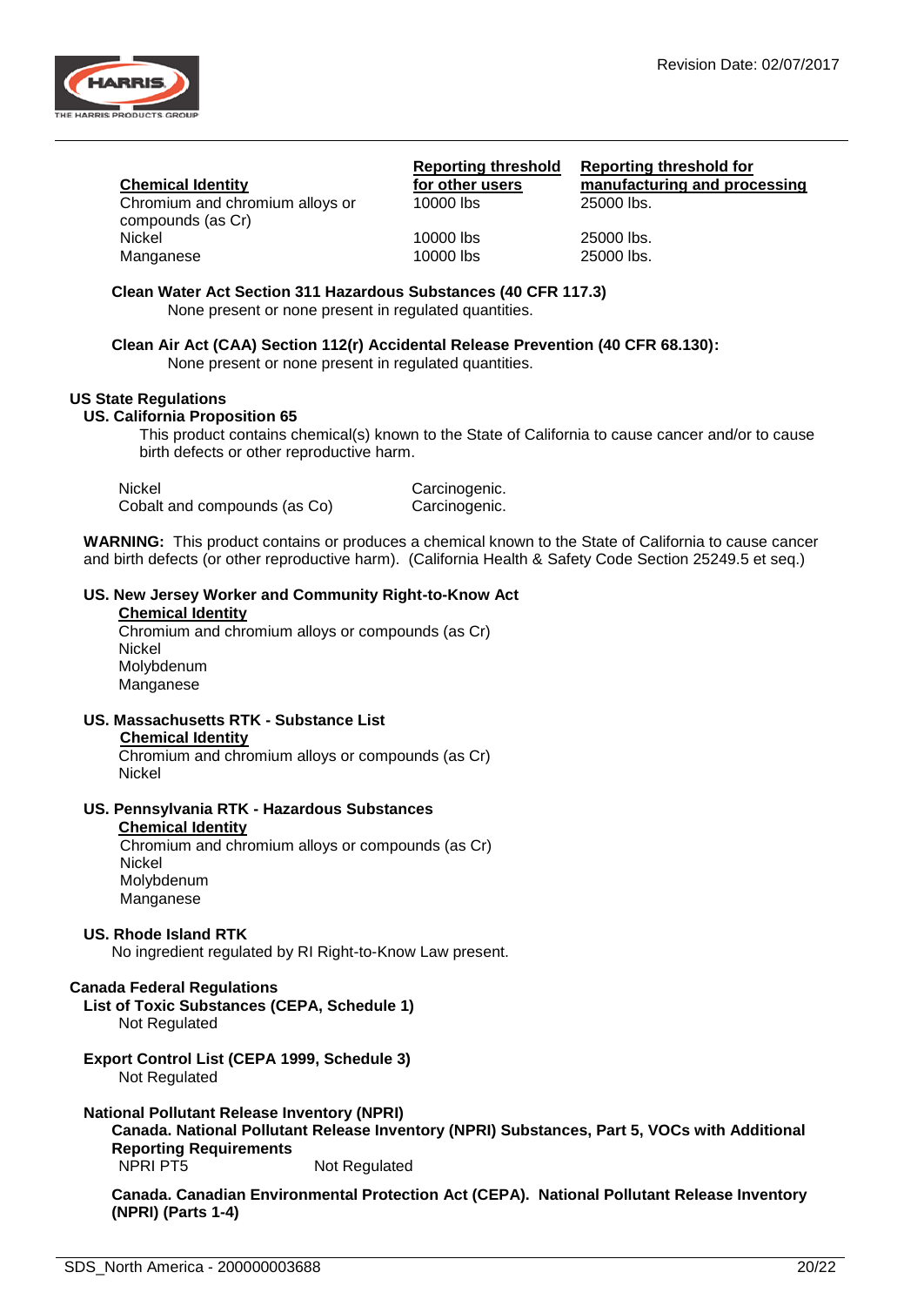| Chemical Identity | Reporting threshold for other users | Reporting threshold for manufacturing and processing |
|---|---|---|
| Chromium and chromium alloys or compounds (as Cr) | 10000 lbs | 25000 lbs. |
| Nickel | 10000 lbs | 25000 lbs. |
| Manganese | 10000 lbs | 25000 lbs. |

**Clean Water Act Section 311 Hazardous Substances (40 CFR 117.3)**

None present or none present in regulated quantities.

**Clean Air Act (CAA) Section 112(r) Accidental Release Prevention (40 CFR 68.130):**

None present or none present in regulated quantities.

### US State Regulations

#### US. California Proposition 65

This product contains chemical(s) known to the State of California to cause cancer and/or to cause birth defects or other reproductive harm.

| | |
|---|---|
| Nickel | Carcinogenic. |
| Cobalt and compounds (as Co) | Carcinogenic. |

**WARNING:** This product contains or produces a chemical known to the State of California to cause cancer and birth defects (or other reproductive harm). (California Health & Safety Code Section 25249.5 et seq.)

#### US. New Jersey Worker and Community Right-to-Know Act

**Chemical Identity**

Chromium and chromium alloys or compounds (as Cr)
Nickel
Molybdenum
Manganese

#### US. Massachusetts RTK - Substance List

**Chemical Identity**

Chromium and chromium alloys or compounds (as Cr)
Nickel

#### US. Pennsylvania RTK - Hazardous Substances

**Chemical Identity**

Chromium and chromium alloys or compounds (as Cr)
Nickel
Molybdenum
Manganese

#### US. Rhode Island RTK

No ingredient regulated by RI Right-to-Know Law present.

### Canada Federal Regulations

#### List of Toxic Substances (CEPA, Schedule 1)

Not Regulated

#### Export Control List (CEPA 1999, Schedule 3)

Not Regulated

#### National Pollutant Release Inventory (NPRI)

**Canada. National Pollutant Release Inventory (NPRI) Substances, Part 5, VOCs with Additional Reporting Requirements**

NPRI PT5 Not Regulated

**Canada. Canadian Environmental Protection Act (CEPA). National Pollutant Release Inventory (NPRI) (Parts 1-4)**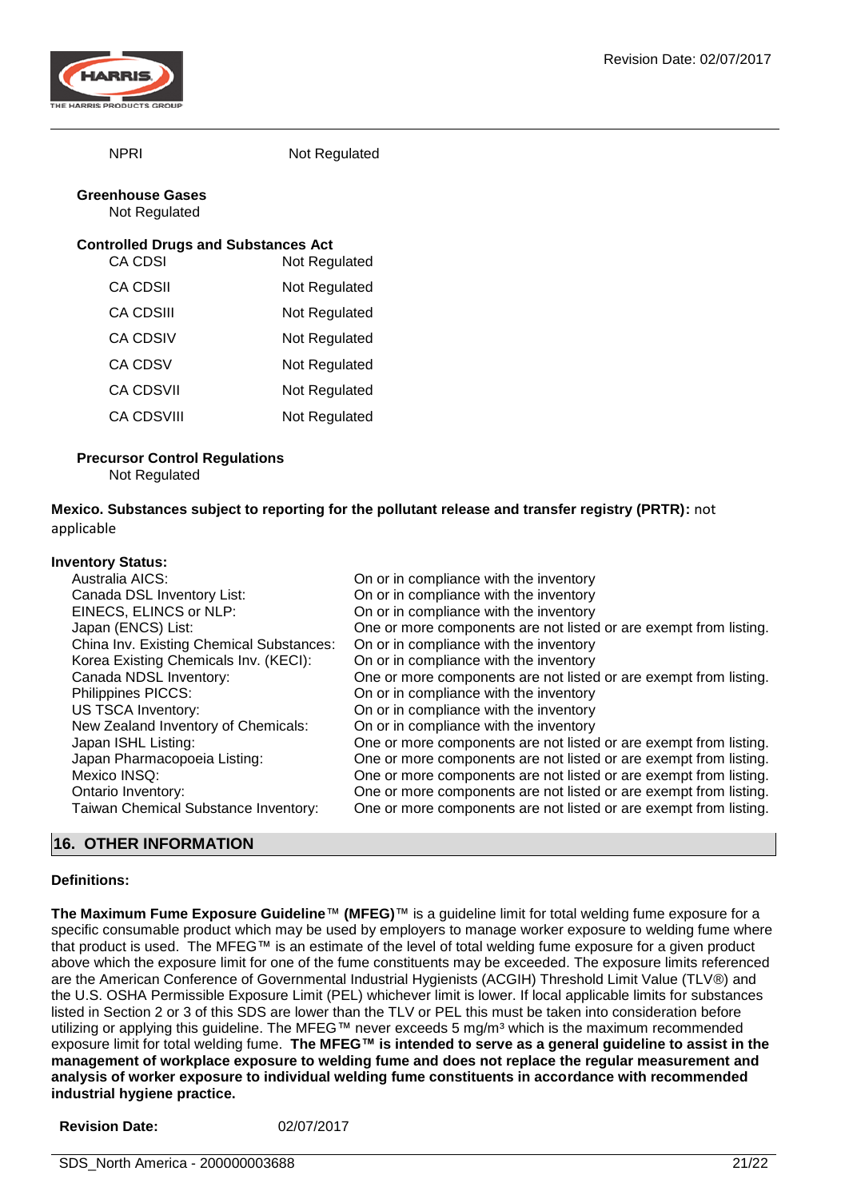| | |
|---|---|
| NPRI | Not Regulated |

**Greenhouse Gases**

Not Regulated

**Controlled Drugs and Substances Act**

| | |
|---|---|
| CA CDSI | Not Regulated |
| CA CDSII | Not Regulated |
| CA CDSIII | Not Regulated |
| CA CDSIV | Not Regulated |
| CA CDSV | Not Regulated |
| CA CDSVII | Not Regulated |
| CA CDSVIII | Not Regulated |

**Precursor Control Regulations**

Not Regulated

**Mexico. Substances subject to reporting for the pollutant release and transfer registry (PRTR):** not applicable

**Inventory Status:**

| | |
|---|---|
| Australia AICS: | On or in compliance with the inventory |
| Canada DSL Inventory List: | On or in compliance with the inventory |
| EINECS, ELINCS or NLP: | On or in compliance with the inventory |
| Japan (ENCS) List: | One or more components are not listed or are exempt from listing. |
| China Inv. Existing Chemical Substances: | On or in compliance with the inventory |
| Korea Existing Chemicals Inv. (KECI): | On or in compliance with the inventory |
| Canada NDSL Inventory: | One or more components are not listed or are exempt from listing. |
| Philippines PICCS: | On or in compliance with the inventory |
| US TSCA Inventory: | On or in compliance with the inventory |
| New Zealand Inventory of Chemicals: | On or in compliance with the inventory |
| Japan ISHL Listing: | One or more components are not listed or are exempt from listing. |
| Japan Pharmacopoeia Listing: | One or more components are not listed or are exempt from listing. |
| Mexico INSQ: | One or more components are not listed or are exempt from listing. |
| Ontario Inventory: | One or more components are not listed or are exempt from listing. |
| Taiwan Chemical Substance Inventory: | One or more components are not listed or are exempt from listing. |

## 16. OTHER INFORMATION

**Definitions:**

**The Maximum Fume Exposure Guideline**™ **(MFEG)**™ is a guideline limit for total welding fume exposure for a specific consumable product which may be used by employers to manage worker exposure to welding fume where that product is used. The MFEG™ is an estimate of the level of total welding fume exposure for a given product above which the exposure limit for one of the fume constituents may be exceeded. The exposure limits referenced are the American Conference of Governmental Industrial Hygienists (ACGIH) Threshold Limit Value (TLV®) and the U.S. OSHA Permissible Exposure Limit (PEL) whichever limit is lower. If local applicable limits for substances listed in Section 2 or 3 of this SDS are lower than the TLV or PEL this must be taken into consideration before utilizing or applying this guideline. The MFEG™ never exceeds 5 mg/m³ which is the maximum recommended exposure limit for total welding fume. **The MFEG™ is intended to serve as a general guideline to assist in the management of workplace exposure to welding fume and does not replace the regular measurement and analysis of worker exposure to individual welding fume constituents in accordance with recommended industrial hygiene practice.**

**Revision Date:** 02/07/2017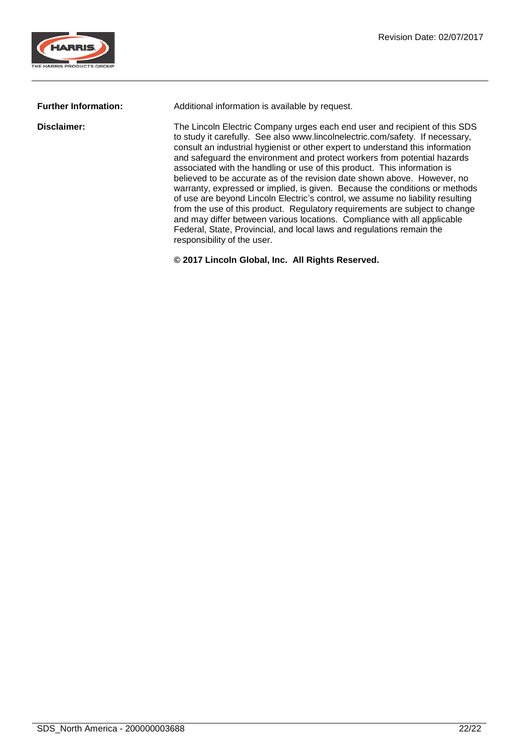**Further Information:** Additional information is available by request.

**Disclaimer:** The Lincoln Electric Company urges each end user and recipient of this SDS to study it carefully. See also www.lincolnelectric.com/safety. If necessary, consult an industrial hygienist or other expert to understand this information and safeguard the environment and protect workers from potential hazards associated with the handling or use of this product. This information is believed to be accurate as of the revision date shown above. However, no warranty, expressed or implied, is given. Because the conditions or methods of use are beyond Lincoln Electric's control, we assume no liability resulting from the use of this product. Regulatory requirements are subject to change and may differ between various locations. Compliance with all applicable Federal, State, Provincial, and local laws and regulations remain the responsibility of the user.

**© 2017 Lincoln Global, Inc. All Rights Reserved.**